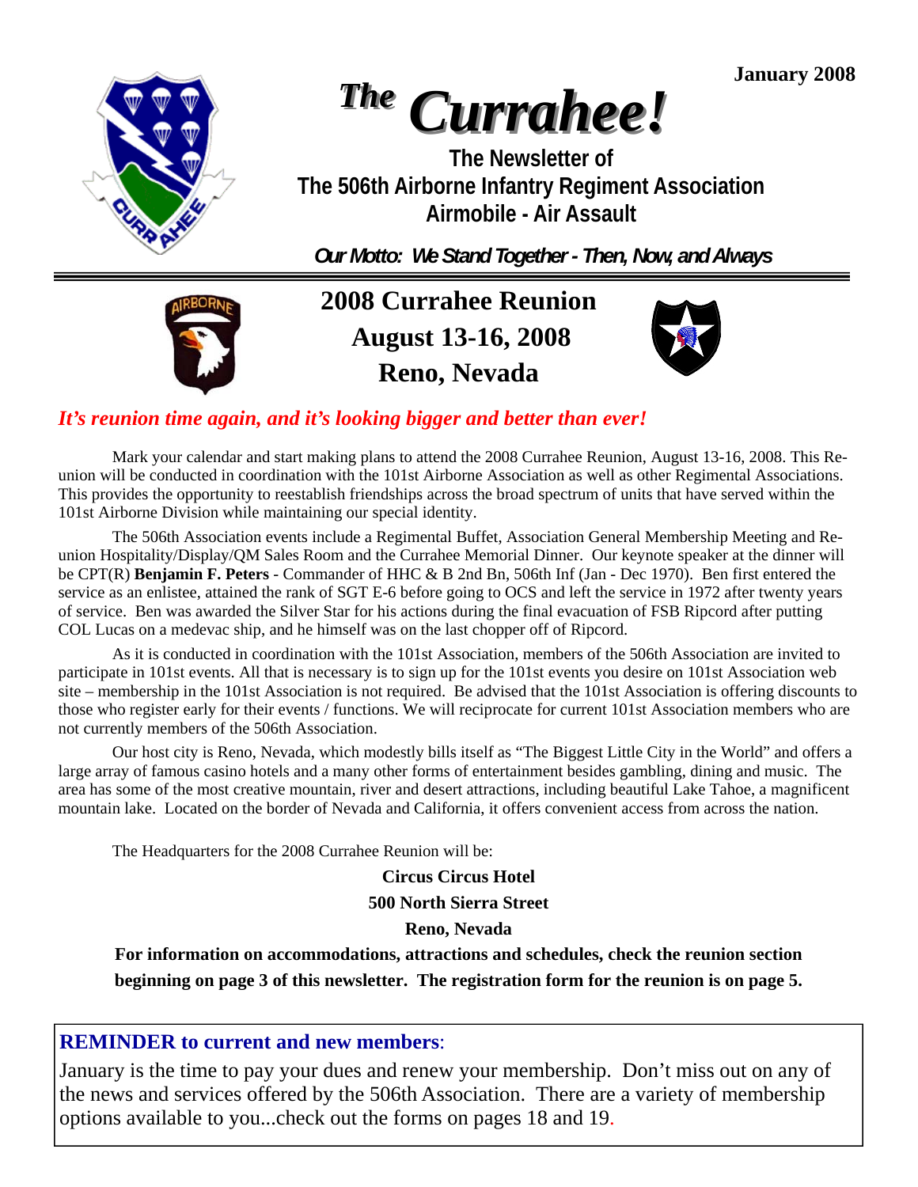January 2008

# *The Currahee!*

**The Newsletter of**
**The 506th Airborne Infantry Regiment Association**
**Airmobile - Air Assault**

***Our Motto: We Stand Together - Then, Now, and Always***

## 2008 Currahee Reunion
## August 13-16, 2008
## Reno, Nevada

***It's reunion time again, and it's looking bigger and better than ever!***

Mark your calendar and start making plans to attend the 2008 Currahee Reunion, August 13-16, 2008. This Reunion will be conducted in coordination with the 101st Airborne Association as well as other Regimental Associations. This provides the opportunity to reestablish friendships across the broad spectrum of units that have served within the 101st Airborne Division while maintaining our special identity.

The 506th Association events include a Regimental Buffet, Association General Membership Meeting and Reunion Hospitality/Display/QM Sales Room and the Currahee Memorial Dinner. Our keynote speaker at the dinner will be CPT(R) **Benjamin F. Peters** - Commander of HHC & B 2nd Bn, 506th Inf (Jan - Dec 1970). Ben first entered the service as an enlistee, attained the rank of SGT E-6 before going to OCS and left the service in 1972 after twenty years of service. Ben was awarded the Silver Star for his actions during the final evacuation of FSB Ripcord after putting COL Lucas on a medevac ship, and he himself was on the last chopper off of Ripcord.

As it is conducted in coordination with the 101st Association, members of the 506th Association are invited to participate in 101st events. All that is necessary is to sign up for the 101st events you desire on 101st Association web site – membership in the 101st Association is not required. Be advised that the 101st Association is offering discounts to those who register early for their events / functions. We will reciprocate for current 101st Association members who are not currently members of the 506th Association.

Our host city is Reno, Nevada, which modestly bills itself as "The Biggest Little City in the World" and offers a large array of famous casino hotels and a many other forms of entertainment besides gambling, dining and music. The area has some of the most creative mountain, river and desert attractions, including beautiful Lake Tahoe, a magnificent mountain lake. Located on the border of Nevada and California, it offers convenient access from across the nation.

The Headquarters for the 2008 Currahee Reunion will be:

**Circus Circus Hotel**
**500 North Sierra Street**
**Reno, Nevada**

**For information on accommodations, attractions and schedules, check the reunion section beginning on page 3 of this newsletter. The registration form for the reunion is on page 5.**

---

**REMINDER to current and new members**:

January is the time to pay your dues and renew your membership. Don't miss out on any of the news and services offered by the 506th Association. There are a variety of membership options available to you...check out the forms on pages 18 and 19.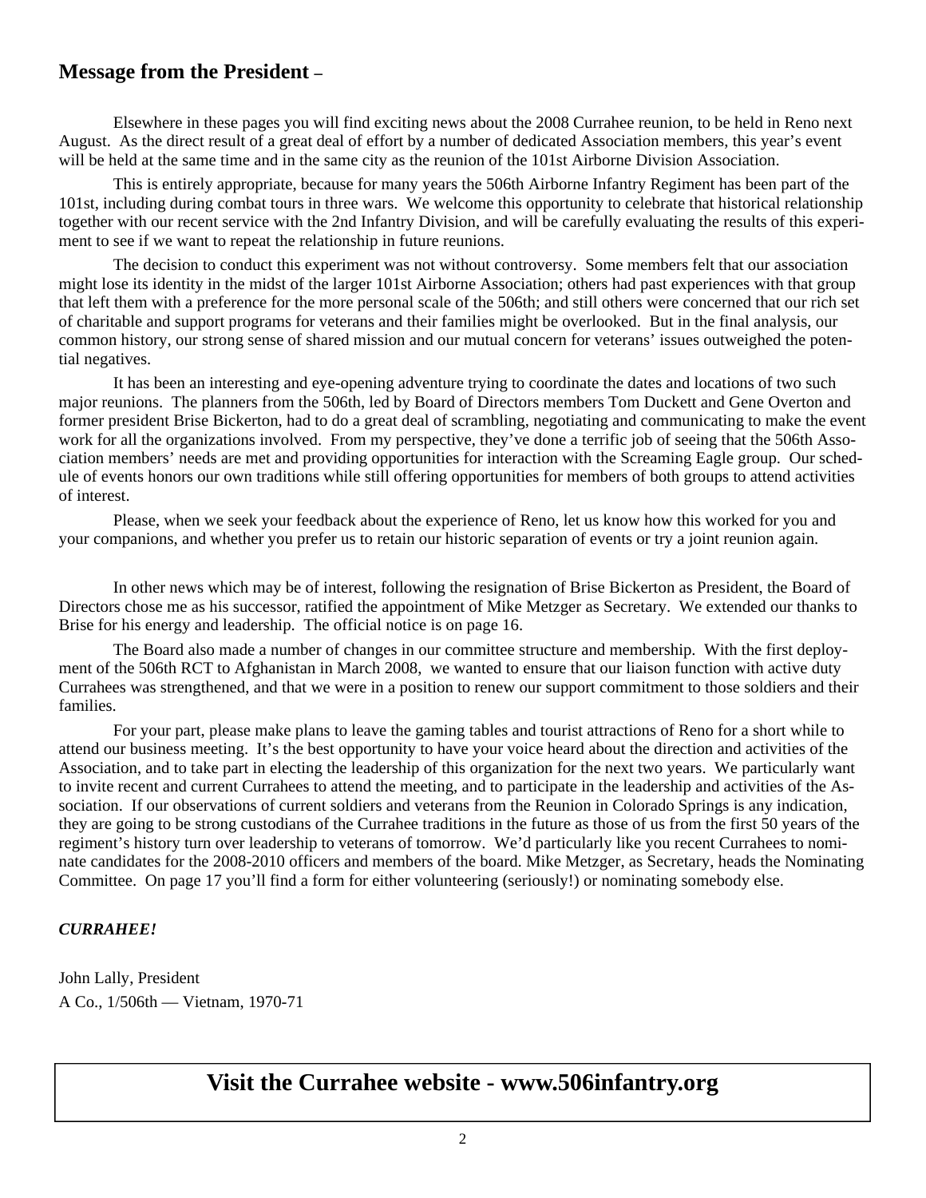## Message from the President –

Elsewhere in these pages you will find exciting news about the 2008 Currahee reunion, to be held in Reno next August. As the direct result of a great deal of effort by a number of dedicated Association members, this year's event will be held at the same time and in the same city as the reunion of the 101st Airborne Division Association.

This is entirely appropriate, because for many years the 506th Airborne Infantry Regiment has been part of the 101st, including during combat tours in three wars. We welcome this opportunity to celebrate that historical relationship together with our recent service with the 2nd Infantry Division, and will be carefully evaluating the results of this experiment to see if we want to repeat the relationship in future reunions.

The decision to conduct this experiment was not without controversy. Some members felt that our association might lose its identity in the midst of the larger 101st Airborne Association; others had past experiences with that group that left them with a preference for the more personal scale of the 506th; and still others were concerned that our rich set of charitable and support programs for veterans and their families might be overlooked. But in the final analysis, our common history, our strong sense of shared mission and our mutual concern for veterans' issues outweighed the potential negatives.

It has been an interesting and eye-opening adventure trying to coordinate the dates and locations of two such major reunions. The planners from the 506th, led by Board of Directors members Tom Duckett and Gene Overton and former president Brise Bickerton, had to do a great deal of scrambling, negotiating and communicating to make the event work for all the organizations involved. From my perspective, they've done a terrific job of seeing that the 506th Association members' needs are met and providing opportunities for interaction with the Screaming Eagle group. Our schedule of events honors our own traditions while still offering opportunities for members of both groups to attend activities of interest.

Please, when we seek your feedback about the experience of Reno, let us know how this worked for you and your companions, and whether you prefer us to retain our historic separation of events or try a joint reunion again.

In other news which may be of interest, following the resignation of Brise Bickerton as President, the Board of Directors chose me as his successor, ratified the appointment of Mike Metzger as Secretary. We extended our thanks to Brise for his energy and leadership. The official notice is on page 16.

The Board also made a number of changes in our committee structure and membership. With the first deployment of the 506th RCT to Afghanistan in March 2008, we wanted to ensure that our liaison function with active duty Currahees was strengthened, and that we were in a position to renew our support commitment to those soldiers and their families.

For your part, please make plans to leave the gaming tables and tourist attractions of Reno for a short while to attend our business meeting. It's the best opportunity to have your voice heard about the direction and activities of the Association, and to take part in electing the leadership of this organization for the next two years. We particularly want to invite recent and current Currahees to attend the meeting, and to participate in the leadership and activities of the Association. If our observations of current soldiers and veterans from the Reunion in Colorado Springs is any indication, they are going to be strong custodians of the Currahee traditions in the future as those of us from the first 50 years of the regiment's history turn over leadership to veterans of tomorrow. We'd particularly like you recent Currahees to nominate candidates for the 2008-2010 officers and members of the board. Mike Metzger, as Secretary, heads the Nominating Committee. On page 17 you'll find a form for either volunteering (seriously!) or nominating somebody else.

***CURRAHEE!***

John Lally, President
A Co., 1/506th — Vietnam, 1970-71

## Visit the Currahee website - www.506infantry.org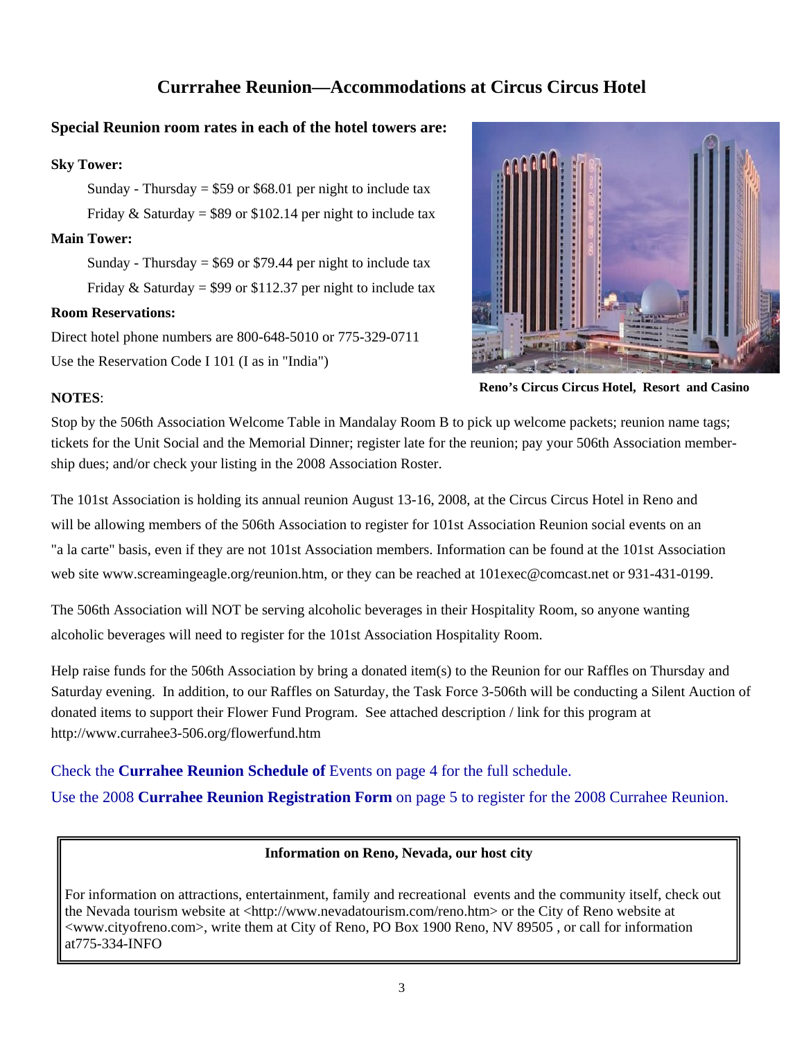# Currrahee Reunion—Accommodations at Circus Circus Hotel

**Special Reunion room rates in each of the hotel towers are:**

**Sky Tower:**

Sunday - Thursday = $59 or $68.01 per night to include tax

Friday & Saturday = $89 or $102.14 per night to include tax

**Main Tower:**

Sunday - Thursday = $69 or $79.44 per night to include tax

Friday & Saturday = $99 or $112.37 per night to include tax

**Room Reservations:**

Direct hotel phone numbers are 800-648-5010 or 775-329-0711

Use the Reservation Code I 101 (I as in "India")

**Reno's Circus Circus Hotel, Resort and Casino**

**NOTES**:

Stop by the 506th Association Welcome Table in Mandalay Room B to pick up welcome packets; reunion name tags; tickets for the Unit Social and the Memorial Dinner; register late for the reunion; pay your 506th Association membership dues; and/or check your listing in the 2008 Association Roster.

The 101st Association is holding its annual reunion August 13-16, 2008, at the Circus Circus Hotel in Reno and will be allowing members of the 506th Association to register for 101st Association Reunion social events on an "a la carte" basis, even if they are not 101st Association members. Information can be found at the 101st Association web site www.screamingeagle.org/reunion.htm, or they can be reached at 101exec@comcast.net or 931-431-0199.

The 506th Association will NOT be serving alcoholic beverages in their Hospitality Room, so anyone wanting alcoholic beverages will need to register for the 101st Association Hospitality Room.

Help raise funds for the 506th Association by bring a donated item(s) to the Reunion for our Raffles on Thursday and Saturday evening. In addition, to our Raffles on Saturday, the Task Force 3-506th will be conducting a Silent Auction of donated items to support their Flower Fund Program. See attached description / link for this program at http://www.currahee3-506.org/flowerfund.htm

Check the **Currahee Reunion Schedule of** Events on page 4 for the full schedule.

Use the 2008 **Currahee Reunion Registration Form** on page 5 to register for the 2008 Currahee Reunion.

**Information on Reno, Nevada, our host city**

For information on attractions, entertainment, family and recreational events and the community itself, check out the Nevada tourism website at <http://www.nevadatourism.com/reno.htm> or the City of Reno website at <www.cityofreno.com>, write them at City of Reno, PO Box 1900 Reno, NV 89505 , or call for information at775-334-INFO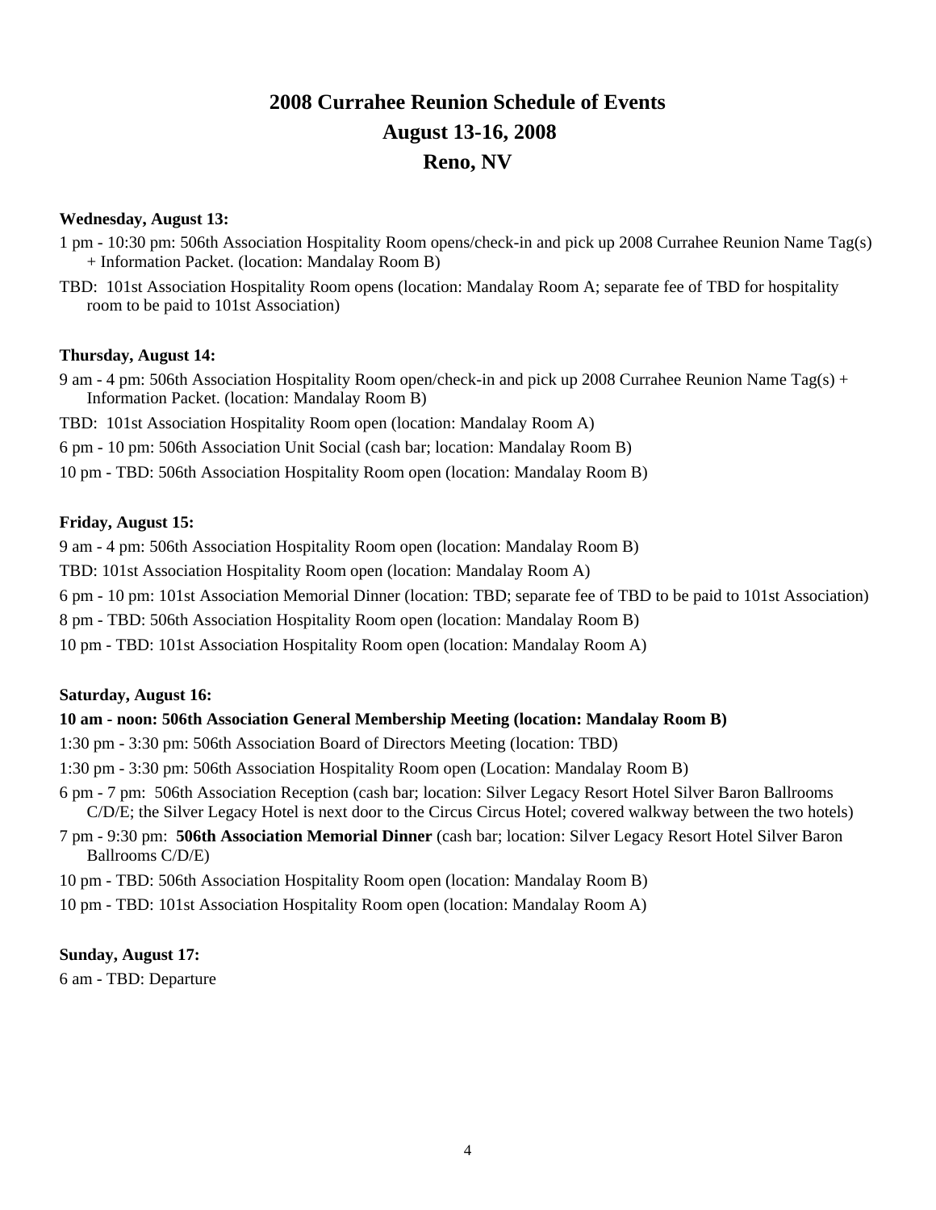# 2008 Currahee Reunion Schedule of Events
# August 13-16, 2008
# Reno, NV

**Wednesday, August 13:**

1 pm - 10:30 pm: 506th Association Hospitality Room opens/check-in and pick up 2008 Currahee Reunion Name Tag(s) + Information Packet. (location: Mandalay Room B)

TBD: 101st Association Hospitality Room opens (location: Mandalay Room A; separate fee of TBD for hospitality room to be paid to 101st Association)

**Thursday, August 14:**

9 am - 4 pm: 506th Association Hospitality Room open/check-in and pick up 2008 Currahee Reunion Name Tag(s) + Information Packet. (location: Mandalay Room B)

TBD: 101st Association Hospitality Room open (location: Mandalay Room A)

6 pm - 10 pm: 506th Association Unit Social (cash bar; location: Mandalay Room B)

10 pm - TBD: 506th Association Hospitality Room open (location: Mandalay Room B)

**Friday, August 15:**

9 am - 4 pm: 506th Association Hospitality Room open (location: Mandalay Room B)

TBD: 101st Association Hospitality Room open (location: Mandalay Room A)

6 pm - 10 pm: 101st Association Memorial Dinner (location: TBD; separate fee of TBD to be paid to 101st Association)

8 pm - TBD: 506th Association Hospitality Room open (location: Mandalay Room B)

10 pm - TBD: 101st Association Hospitality Room open (location: Mandalay Room A)

**Saturday, August 16:**

**10 am - noon: 506th Association General Membership Meeting (location: Mandalay Room B)**

1:30 pm - 3:30 pm: 506th Association Board of Directors Meeting (location: TBD)

1:30 pm - 3:30 pm: 506th Association Hospitality Room open (Location: Mandalay Room B)

6 pm - 7 pm: 506th Association Reception (cash bar; location: Silver Legacy Resort Hotel Silver Baron Ballrooms C/D/E; the Silver Legacy Hotel is next door to the Circus Circus Hotel; covered walkway between the two hotels)

7 pm - 9:30 pm: **506th Association Memorial Dinner** (cash bar; location: Silver Legacy Resort Hotel Silver Baron Ballrooms C/D/E)

10 pm - TBD: 506th Association Hospitality Room open (location: Mandalay Room B)

10 pm - TBD: 101st Association Hospitality Room open (location: Mandalay Room A)

**Sunday, August 17:**

6 am - TBD: Departure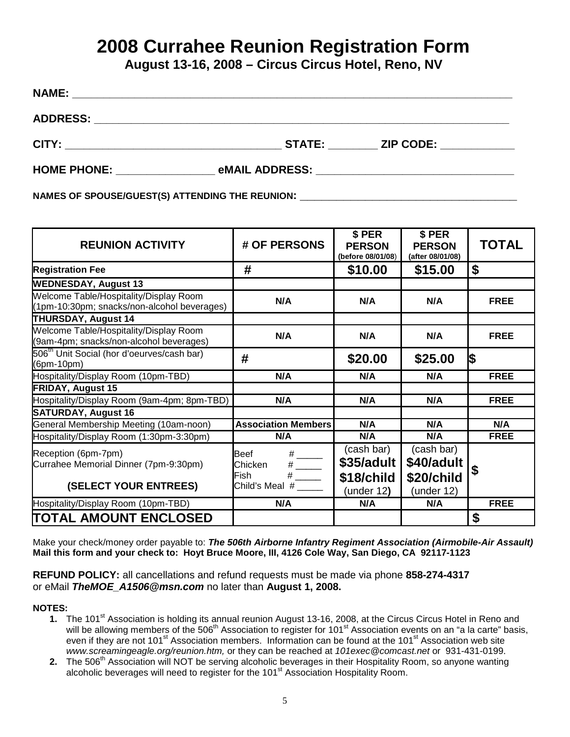# 2008 Currahee Reunion Registration Form

**August 13-16, 2008 – Circus Circus Hotel, Reno, NV**

**NAME:** ____________________________________________________________________________

**ADDRESS:** _________________________________________________________________________

**CITY:** ____________________________________ **STATE:** ________ **ZIP CODE:** ____________

**HOME PHONE:** ________________ **eMAIL ADDRESS:** _________________________________

**NAMES OF SPOUSE/GUEST(S) ATTENDING THE REUNION:** _________________________________________

| REUNION ACTIVITY | # OF PERSONS | $ PER PERSON (before 08/01/08) | $ PER PERSON (after 08/01/08) | TOTAL |
|---|---|---|---|---|
| **Registration Fee** | **#** | **$10.00** | **$15.00** | **$** |
| **WEDNESDAY, August 13** | | | | |
| Welcome Table/Hospitality/Display Room (1pm-10:30pm; snacks/non-alcohol beverages) | **N/A** | **N/A** | **N/A** | **FREE** |
| **THURSDAY, August 14** | | | | |
| Welcome Table/Hospitality/Display Room (9am-4pm; snacks/non-alcohol beverages) | **N/A** | **N/A** | **N/A** | **FREE** |
| 506th Unit Social (hor d'oeurves/cash bar) (6pm-10pm) | **#** | **$20.00** | **$25.00** | **$** |
| Hospitality/Display Room (10pm-TBD) | **N/A** | **N/A** | **N/A** | **FREE** |
| **FRIDAY, August 15** | | | | |
| Hospitality/Display Room (9am-4pm; 8pm-TBD) | **N/A** | **N/A** | **N/A** | **FREE** |
| **SATURDAY, August 16** | | | | |
| General Membership Meeting (10am-noon) | **Association Members** | **N/A** | **N/A** | **N/A** |
| Hospitality/Display Room (1:30pm-3:30pm) | **N/A** | **N/A** | **N/A** | **FREE** |
| Reception (6pm-7pm) Currahee Memorial Dinner (7pm-9:30pm) **(SELECT YOUR ENTREES)** | Beef # _____ Chicken # _____ Fish # _____ Child's Meal # _____ | (cash bar) **$35/adult** **$18/child** (under 12) | (cash bar) **$40/adult** **$20/child** (under 12) | **$** |
| Hospitality/Display Room (10pm-TBD) | **N/A** | **N/A** | **N/A** | **FREE** |
| **TOTAL AMOUNT ENCLOSED** | | | | **$** |

Make your check/money order payable to: ***The 506th Airborne Infantry Regiment Association (Airmobile-Air Assault)***
**Mail this form and your check to: Hoyt Bruce Moore, III, 4126 Cole Way, San Diego, CA 92117-1123**

**REFUND POLICY:** all cancellations and refund requests must be made via phone **858-274-4317** or eMail ***TheMOE_A1506@msn.com*** no later than **August 1, 2008.**

**NOTES:**

1. The 101st Association is holding its annual reunion August 13-16, 2008, at the Circus Circus Hotel in Reno and will be allowing members of the 506th Association to register for 101st Association events on an "a la carte" basis, even if they are not 101st Association members. Information can be found at the 101st Association web site *www.screamingeagle.org/reunion.htm,* or they can be reached at *101exec@comcast.net* or 931-431-0199.
2. The 506th Association will NOT be serving alcoholic beverages in their Hospitality Room, so anyone wanting alcoholic beverages will need to register for the 101st Association Hospitality Room.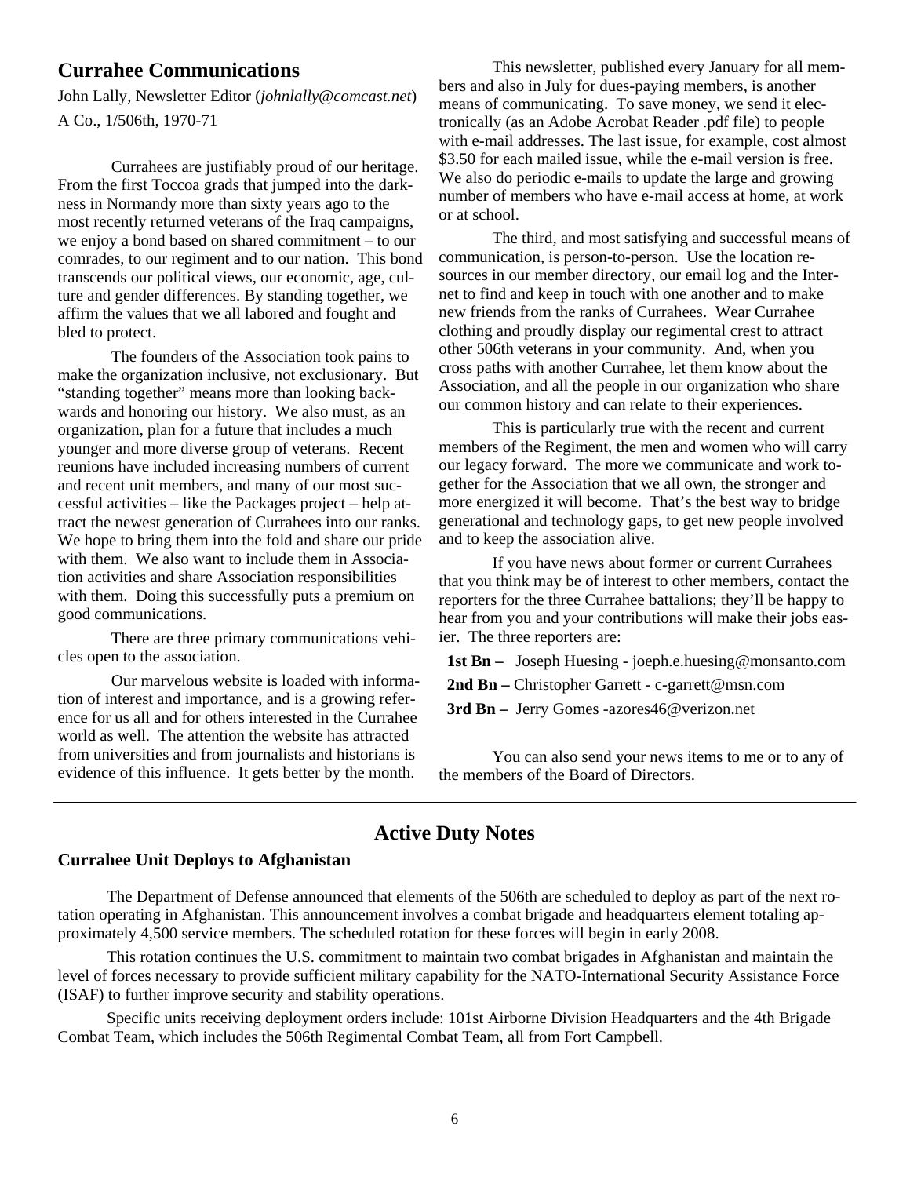## Currahee Communications

John Lally, Newsletter Editor (*johnlally@comcast.net*)
A Co., 1/506th, 1970-71

Currahees are justifiably proud of our heritage. From the first Toccoa grads that jumped into the darkness in Normandy more than sixty years ago to the most recently returned veterans of the Iraq campaigns, we enjoy a bond based on shared commitment – to our comrades, to our regiment and to our nation. This bond transcends our political views, our economic, age, culture and gender differences. By standing together, we affirm the values that we all labored and fought and bled to protect.

The founders of the Association took pains to make the organization inclusive, not exclusionary. But "standing together" means more than looking backwards and honoring our history. We also must, as an organization, plan for a future that includes a much younger and more diverse group of veterans. Recent reunions have included increasing numbers of current and recent unit members, and many of our most successful activities – like the Packages project – help attract the newest generation of Currahees into our ranks. We hope to bring them into the fold and share our pride with them. We also want to include them in Association activities and share Association responsibilities with them. Doing this successfully puts a premium on good communications.

There are three primary communications vehicles open to the association.

Our marvelous website is loaded with information of interest and importance, and is a growing reference for us all and for others interested in the Currahee world as well. The attention the website has attracted from universities and from journalists and historians is evidence of this influence. It gets better by the month.

This newsletter, published every January for all members and also in July for dues-paying members, is another means of communicating. To save money, we send it electronically (as an Adobe Acrobat Reader .pdf file) to people with e-mail addresses. The last issue, for example, cost almost $3.50 for each mailed issue, while the e-mail version is free. We also do periodic e-mails to update the large and growing number of members who have e-mail access at home, at work or at school.

The third, and most satisfying and successful means of communication, is person-to-person. Use the location resources in our member directory, our email log and the Internet to find and keep in touch with one another and to make new friends from the ranks of Currahees. Wear Currahee clothing and proudly display our regimental crest to attract other 506th veterans in your community. And, when you cross paths with another Currahee, let them know about the Association, and all the people in our organization who share our common history and can relate to their experiences.

This is particularly true with the recent and current members of the Regiment, the men and women who will carry our legacy forward. The more we communicate and work together for the Association that we all own, the stronger and more energized it will become. That's the best way to bridge generational and technology gaps, to get new people involved and to keep the association alive.

If you have news about former or current Currahees that you think may be of interest to other members, contact the reporters for the three Currahee battalions; they'll be happy to hear from you and your contributions will make their jobs easier. The three reporters are:

**1st Bn –** Joseph Huesing - joeph.e.huesing@monsanto.com
**2nd Bn –** Christopher Garrett - c-garrett@msn.com
**3rd Bn –** Jerry Gomes -azores46@verizon.net

You can also send your news items to me or to any of the members of the Board of Directors.

## Active Duty Notes

### Currahee Unit Deploys to Afghanistan

The Department of Defense announced that elements of the 506th are scheduled to deploy as part of the next rotation operating in Afghanistan. This announcement involves a combat brigade and headquarters element totaling approximately 4,500 service members. The scheduled rotation for these forces will begin in early 2008.

This rotation continues the U.S. commitment to maintain two combat brigades in Afghanistan and maintain the level of forces necessary to provide sufficient military capability for the NATO-International Security Assistance Force (ISAF) to further improve security and stability operations.

Specific units receiving deployment orders include: 101st Airborne Division Headquarters and the 4th Brigade Combat Team, which includes the 506th Regimental Combat Team, all from Fort Campbell.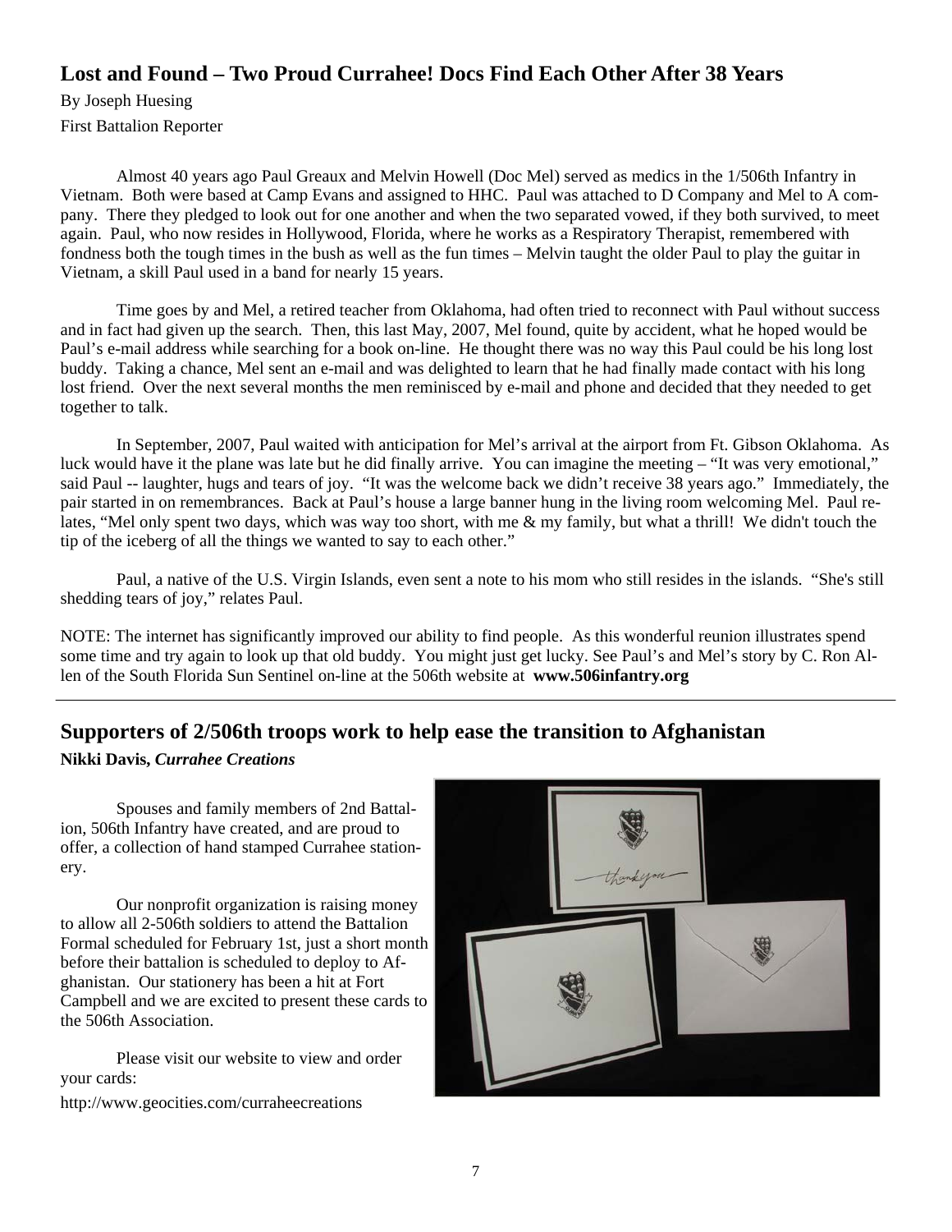## Lost and Found – Two Proud Currahee! Docs Find Each Other After 38 Years

By Joseph Huesing

First Battalion Reporter

Almost 40 years ago Paul Greaux and Melvin Howell (Doc Mel) served as medics in the 1/506th Infantry in Vietnam. Both were based at Camp Evans and assigned to HHC. Paul was attached to D Company and Mel to A company. There they pledged to look out for one another and when the two separated vowed, if they both survived, to meet again. Paul, who now resides in Hollywood, Florida, where he works as a Respiratory Therapist, remembered with fondness both the tough times in the bush as well as the fun times – Melvin taught the older Paul to play the guitar in Vietnam, a skill Paul used in a band for nearly 15 years.

Time goes by and Mel, a retired teacher from Oklahoma, had often tried to reconnect with Paul without success and in fact had given up the search. Then, this last May, 2007, Mel found, quite by accident, what he hoped would be Paul's e-mail address while searching for a book on-line. He thought there was no way this Paul could be his long lost buddy. Taking a chance, Mel sent an e-mail and was delighted to learn that he had finally made contact with his long lost friend. Over the next several months the men reminisced by e-mail and phone and decided that they needed to get together to talk.

In September, 2007, Paul waited with anticipation for Mel's arrival at the airport from Ft. Gibson Oklahoma. As luck would have it the plane was late but he did finally arrive. You can imagine the meeting – "It was very emotional," said Paul -- laughter, hugs and tears of joy. "It was the welcome back we didn't receive 38 years ago." Immediately, the pair started in on remembrances. Back at Paul's house a large banner hung in the living room welcoming Mel. Paul relates, "Mel only spent two days, which was way too short, with me & my family, but what a thrill! We didn't touch the tip of the iceberg of all the things we wanted to say to each other."

Paul, a native of the U.S. Virgin Islands, even sent a note to his mom who still resides in the islands. "She's still shedding tears of joy," relates Paul.

NOTE: The internet has significantly improved our ability to find people. As this wonderful reunion illustrates spend some time and try again to look up that old buddy. You might just get lucky. See Paul's and Mel's story by C. Ron Allen of the South Florida Sun Sentinel on-line at the 506th website at **www.506infantry.org**

---

## Supporters of 2/506th troops work to help ease the transition to Afghanistan

**Nikki Davis, *Currahee Creations***

Spouses and family members of 2nd Battalion, 506th Infantry have created, and are proud to offer, a collection of hand stamped Currahee stationery.

Our nonprofit organization is raising money to allow all 2-506th soldiers to attend the Battalion Formal scheduled for February 1st, just a short month before their battalion is scheduled to deploy to Afghanistan. Our stationery has been a hit at Fort Campbell and we are excited to present these cards to the 506th Association.

Please visit our website to view and order your cards:

http://www.geocities.com/curraheecreations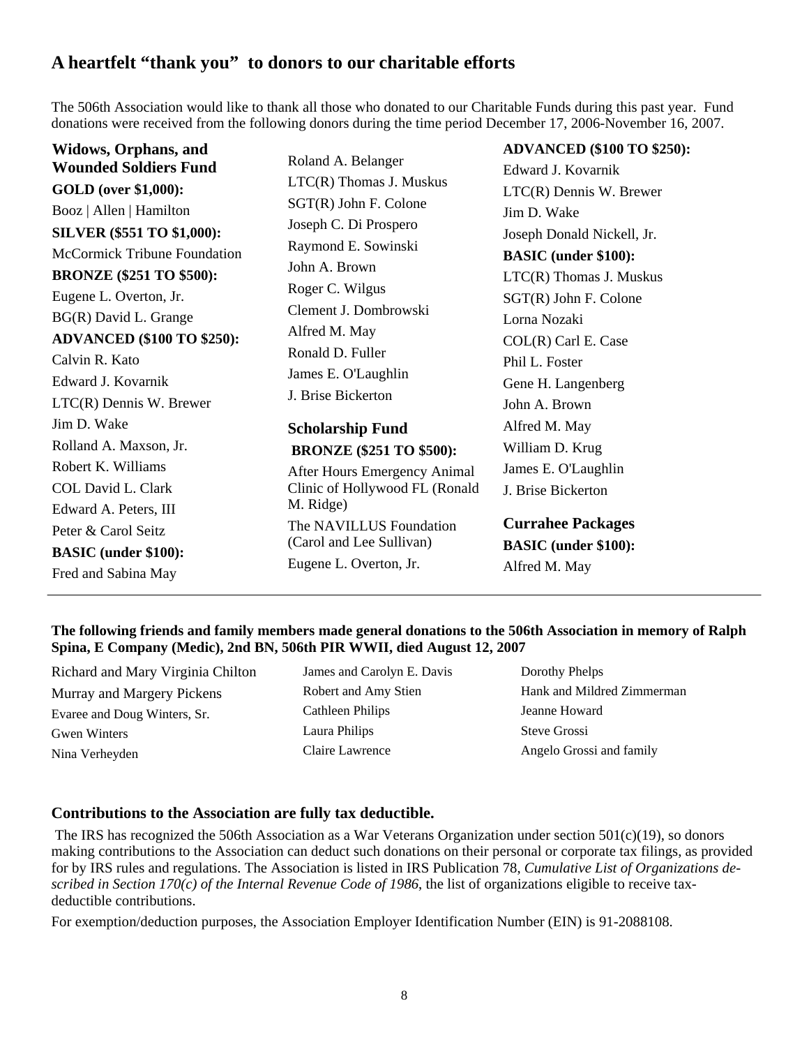## A heartfelt “thank you” to donors to our charitable efforts

The 506th Association would like to thank all those who donated to our Charitable Funds during this past year. Fund donations were received from the following donors during the time period December 17, 2006-November 16, 2007.

### Widows, Orphans, and Wounded Soldiers Fund

**GOLD (over $1,000):**

Booz | Allen | Hamilton

**SILVER ($551 TO $1,000):**

McCormick Tribune Foundation

**BRONZE ($251 TO $500):**

Eugene L. Overton, Jr.
BG(R) David L. Grange

**ADVANCED ($100 TO $250):**

Calvin R. Kato
Edward J. Kovarnik
LTC(R) Dennis W. Brewer
Jim D. Wake
Rolland A. Maxson, Jr.
Robert K. Williams
COL David L. Clark
Edward A. Peters, III
Peter & Carol Seitz

**BASIC (under $100):**

Fred and Sabina May
Roland A. Belanger
LTC(R) Thomas J. Muskus
SGT(R) John F. Colone
Joseph C. Di Prospero
Raymond E. Sowinski
John A. Brown
Roger C. Wilgus
Clement J. Dombrowski
Alfred M. May
Ronald D. Fuller
James E. O'Laughlin
J. Brise Bickerton

### Scholarship Fund

**BRONZE ($251 TO $500):**

After Hours Emergency Animal Clinic of Hollywood FL (Ronald M. Ridge)
The NAVILLUS Foundation (Carol and Lee Sullivan)
Eugene L. Overton, Jr.

**ADVANCED ($100 TO $250):**

Edward J. Kovarnik
LTC(R) Dennis W. Brewer
Jim D. Wake
Joseph Donald Nickell, Jr.

**BASIC (under $100):**

LTC(R) Thomas J. Muskus
SGT(R) John F. Colone
Lorna Nozaki
COL(R) Carl E. Case
Phil L. Foster
Gene H. Langenberg
John A. Brown
Alfred M. May
William D. Krug
James E. O'Laughlin
J. Brise Bickerton

### Currahee Packages

**BASIC (under $100):**

Alfred M. May

---

**The following friends and family members made general donations to the 506th Association in memory of Ralph Spina, E Company (Medic), 2nd BN, 506th PIR WWII, died August 12, 2007**

Richard and Mary Virginia Chilton
Murray and Margery Pickens
Evaree and Doug Winters, Sr.
Gwen Winters
Nina Verheyden
James and Carolyn E. Davis
Robert and Amy Stien
Cathleen Philips
Laura Philips
Claire Lawrence
Dorothy Phelps
Hank and Mildred Zimmerman
Jeanne Howard
Steve Grossi
Angelo Grossi and family

### Contributions to the Association are fully tax deductible.

The IRS has recognized the 506th Association as a War Veterans Organization under section 501(c)(19), so donors making contributions to the Association can deduct such donations on their personal or corporate tax filings, as provided for by IRS rules and regulations. The Association is listed in IRS Publication 78, *Cumulative List of Organizations described in Section 170(c) of the Internal Revenue Code of 1986*, the list of organizations eligible to receive tax-deductible contributions.

For exemption/deduction purposes, the Association Employer Identification Number (EIN) is 91-2088108.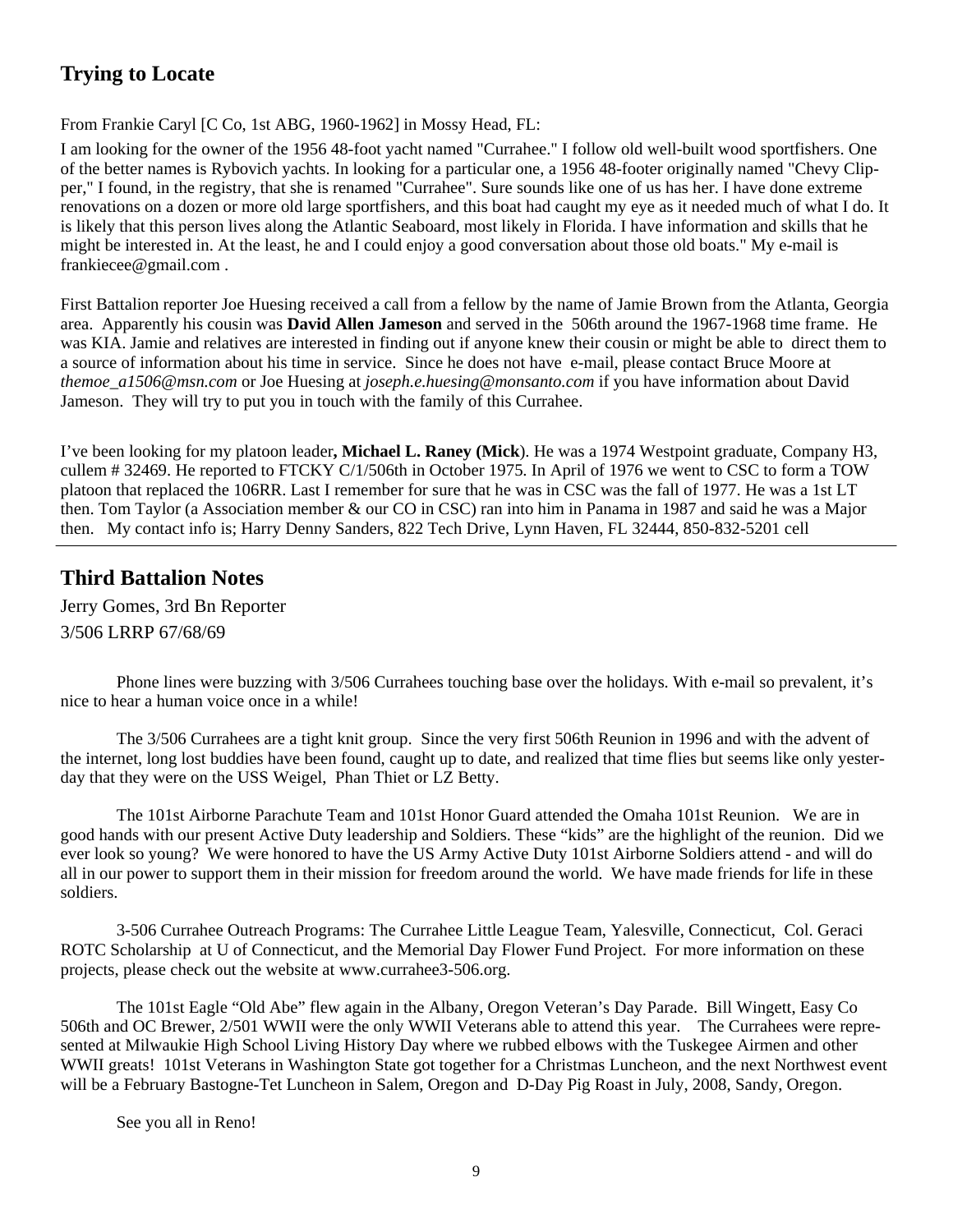## Trying to Locate

From Frankie Caryl [C Co, 1st ABG, 1960-1962] in Mossy Head, FL:

I am looking for the owner of the 1956 48-foot yacht named "Currahee." I follow old well-built wood sportfishers. One of the better names is Rybovich yachts. In looking for a particular one, a 1956 48-footer originally named "Chevy Clipper," I found, in the registry, that she is renamed "Currahee". Sure sounds like one of us has her. I have done extreme renovations on a dozen or more old large sportfishers, and this boat had caught my eye as it needed much of what I do. It is likely that this person lives along the Atlantic Seaboard, most likely in Florida. I have information and skills that he might be interested in. At the least, he and I could enjoy a good conversation about those old boats." My e-mail is frankiecee@gmail.com .

First Battalion reporter Joe Huesing received a call from a fellow by the name of Jamie Brown from the Atlanta, Georgia area. Apparently his cousin was **David Allen Jameson** and served in the 506th around the 1967-1968 time frame. He was KIA. Jamie and relatives are interested in finding out if anyone knew their cousin or might be able to direct them to a source of information about his time in service. Since he does not have e-mail, please contact Bruce Moore at *themoe_a1506@msn.com* or Joe Huesing at *joseph.e.huesing@monsanto.com* if you have information about David Jameson. They will try to put you in touch with the family of this Currahee.

I've been looking for my platoon leader**, Michael L. Raney (Mick**). He was a 1974 Westpoint graduate, Company H3, cullem # 32469. He reported to FTCKY C/1/506th in October 1975. In April of 1976 we went to CSC to form a TOW platoon that replaced the 106RR. Last I remember for sure that he was in CSC was the fall of 1977. He was a 1st LT then. Tom Taylor (a Association member & our CO in CSC) ran into him in Panama in 1987 and said he was a Major then. My contact info is; Harry Denny Sanders, 822 Tech Drive, Lynn Haven, FL 32444, 850-832-5201 cell

---

## Third Battalion Notes

Jerry Gomes, 3rd Bn Reporter
3/506 LRRP 67/68/69

Phone lines were buzzing with 3/506 Currahees touching base over the holidays. With e-mail so prevalent, it's nice to hear a human voice once in a while!

The 3/506 Currahees are a tight knit group. Since the very first 506th Reunion in 1996 and with the advent of the internet, long lost buddies have been found, caught up to date, and realized that time flies but seems like only yesterday that they were on the USS Weigel, Phan Thiet or LZ Betty.

The 101st Airborne Parachute Team and 101st Honor Guard attended the Omaha 101st Reunion. We are in good hands with our present Active Duty leadership and Soldiers. These "kids" are the highlight of the reunion. Did we ever look so young? We were honored to have the US Army Active Duty 101st Airborne Soldiers attend - and will do all in our power to support them in their mission for freedom around the world. We have made friends for life in these soldiers.

3-506 Currahee Outreach Programs: The Currahee Little League Team, Yalesville, Connecticut, Col. Geraci ROTC Scholarship at U of Connecticut, and the Memorial Day Flower Fund Project. For more information on these projects, please check out the website at www.currahee3-506.org.

The 101st Eagle "Old Abe" flew again in the Albany, Oregon Veteran's Day Parade. Bill Wingett, Easy Co 506th and OC Brewer, 2/501 WWII were the only WWII Veterans able to attend this year. The Currahees were represented at Milwaukie High School Living History Day where we rubbed elbows with the Tuskegee Airmen and other WWII greats! 101st Veterans in Washington State got together for a Christmas Luncheon, and the next Northwest event will be a February Bastogne-Tet Luncheon in Salem, Oregon and D-Day Pig Roast in July, 2008, Sandy, Oregon.

See you all in Reno!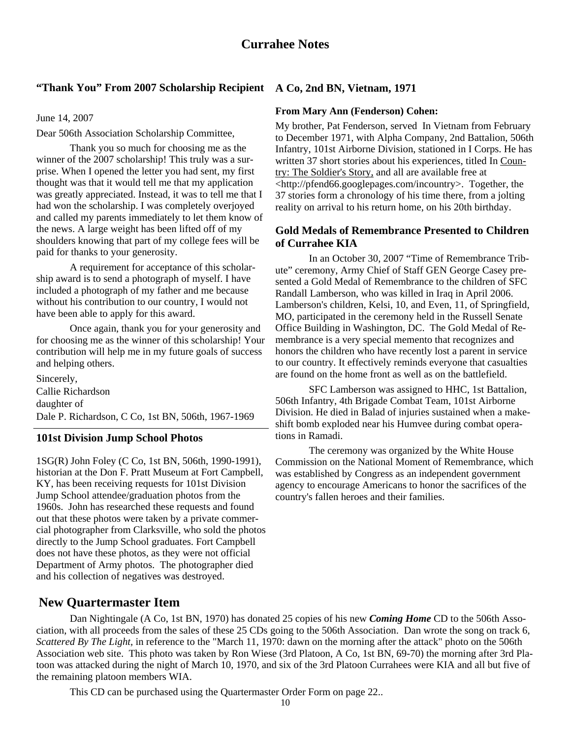# Currahee Notes

## "Thank You" From 2007 Scholarship Recipient

June 14, 2007

Dear 506th Association Scholarship Committee,

Thank you so much for choosing me as the winner of the 2007 scholarship! This truly was a surprise. When I opened the letter you had sent, my first thought was that it would tell me that my application was greatly appreciated. Instead, it was to tell me that I had won the scholarship. I was completely overjoyed and called my parents immediately to let them know of the news. A large weight has been lifted off of my shoulders knowing that part of my college fees will be paid for thanks to your generosity.

A requirement for acceptance of this scholarship award is to send a photograph of myself. I have included a photograph of my father and me because without his contribution to our country, I would not have been able to apply for this award.

Once again, thank you for your generosity and for choosing me as the winner of this scholarship! Your contribution will help me in my future goals of success and helping others.

Sincerely,
Callie Richardson
daughter of
Dale P. Richardson, C Co, 1st BN, 506th, 1967-1969

## 101st Division Jump School Photos

1SG(R) John Foley (C Co, 1st BN, 506th, 1990-1991), historian at the Don F. Pratt Museum at Fort Campbell, KY, has been receiving requests for 101st Division Jump School attendee/graduation photos from the 1960s. John has researched these requests and found out that these photos were taken by a private commercial photographer from Clarksville, who sold the photos directly to the Jump School graduates. Fort Campbell does not have these photos, as they were not official Department of Army photos. The photographer died and his collection of negatives was destroyed.

## A Co, 2nd BN, Vietnam, 1971

**From Mary Ann (Fenderson) Cohen:**

My brother, Pat Fenderson, served In Vietnam from February to December 1971, with Alpha Company, 2nd Battalion, 506th Infantry, 101st Airborne Division, stationed in I Corps. He has written 37 short stories about his experiences, titled In Country: The Soldier's Story, and all are available free at <http://pfend66.googlepages.com/incountry>. Together, the 37 stories form a chronology of his time there, from a jolting reality on arrival to his return home, on his 20th birthday.

## Gold Medals of Remembrance Presented to Children of Currahee KIA

In an October 30, 2007 "Time of Remembrance Tribute" ceremony, Army Chief of Staff GEN George Casey presented a Gold Medal of Remembrance to the children of SFC Randall Lamberson, who was killed in Iraq in April 2006. Lamberson's children, Kelsi, 10, and Even, 11, of Springfield, MO, participated in the ceremony held in the Russell Senate Office Building in Washington, DC. The Gold Medal of Remembrance is a very special memento that recognizes and honors the children who have recently lost a parent in service to our country. It effectively reminds everyone that casualties are found on the home front as well as on the battlefield.

SFC Lamberson was assigned to HHC, 1st Battalion, 506th Infantry, 4th Brigade Combat Team, 101st Airborne Division. He died in Balad of injuries sustained when a makeshift bomb exploded near his Humvee during combat operations in Ramadi.

The ceremony was organized by the White House Commission on the National Moment of Remembrance, which was established by Congress as an independent government agency to encourage Americans to honor the sacrifices of the country's fallen heroes and their families.

## New Quartermaster Item

Dan Nightingale (A Co, 1st BN, 1970) has donated 25 copies of his new ***Coming Home*** CD to the 506th Association, with all proceeds from the sales of these 25 CDs going to the 506th Association. Dan wrote the song on track 6, *Scattered By The Light,* in reference to the "March 11, 1970: dawn on the morning after the attack" photo on the 506th Association web site. This photo was taken by Ron Wiese (3rd Platoon, A Co, 1st BN, 69-70) the morning after 3rd Platoon was attacked during the night of March 10, 1970, and six of the 3rd Platoon Currahees were KIA and all but five of the remaining platoon members WIA.

This CD can be purchased using the Quartermaster Order Form on page 22..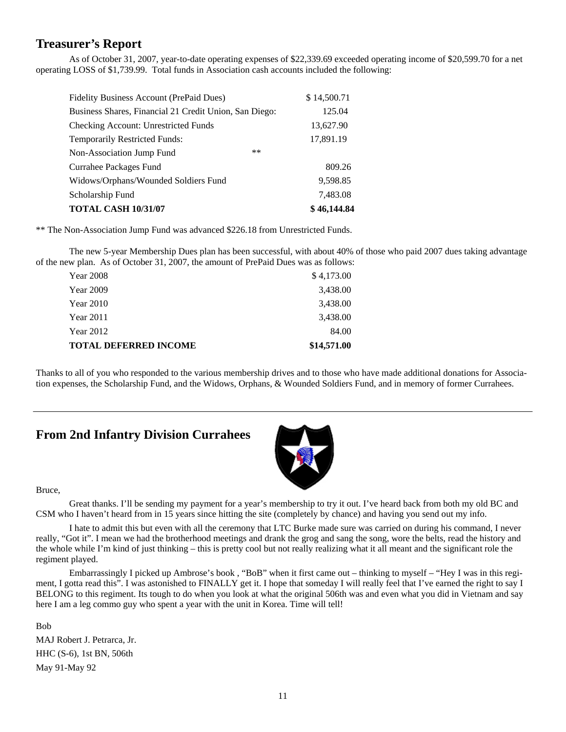## Treasurer's Report

As of October 31, 2007, year-to-date operating expenses of $22,339.69 exceeded operating income of $20,599.70 for a net operating LOSS of $1,739.99. Total funds in Association cash accounts included the following:

| | | |
|---|---|---|
| Fidelity Business Account (PrePaid Dues) | | $ 14,500.71 |
| Business Shares, Financial 21 Credit Union, San Diego: | | 125.04 |
| Checking Account: Unrestricted Funds | | 13,627.90 |
| Temporarily Restricted Funds: | | 17,891.19 |
| Non-Association Jump Fund | ** | |
| Currahee Packages Fund | | 809.26 |
| Widows/Orphans/Wounded Soldiers Fund | | 9,598.85 |
| Scholarship Fund | | 7,483.08 |
| **TOTAL CASH 10/31/07** | | **$ 46,144.84** |

** The Non-Association Jump Fund was advanced $226.18 from Unrestricted Funds.

The new 5-year Membership Dues plan has been successful, with about 40% of those who paid 2007 dues taking advantage of the new plan. As of October 31, 2007, the amount of PrePaid Dues was as follows:

| | |
|---|---|
| Year 2008 | $ 4,173.00 |
| Year 2009 | 3,438.00 |
| Year 2010 | 3,438.00 |
| Year 2011 | 3,438.00 |
| Year 2012 | 84.00 |
| **TOTAL DEFERRED INCOME** | **$14,571.00** |

Thanks to all of you who responded to the various membership drives and to those who have made additional donations for Association expenses, the Scholarship Fund, and the Widows, Orphans, & Wounded Soldiers Fund, and in memory of former Currahees.

---

## From 2nd Infantry Division Currahees

Bruce,

Great thanks. I'll be sending my payment for a year's membership to try it out. I've heard back from both my old BC and CSM who I haven't heard from in 15 years since hitting the site (completely by chance) and having you send out my info.

I hate to admit this but even with all the ceremony that LTC Burke made sure was carried on during his command, I never really, "Got it". I mean we had the brotherhood meetings and drank the grog and sang the song, wore the belts, read the history and the whole while I'm kind of just thinking – this is pretty cool but not really realizing what it all meant and the significant role the regiment played.

Embarrassingly I picked up Ambrose's book , "BoB" when it first came out – thinking to myself – "Hey I was in this regiment, I gotta read this". I was astonished to FINALLY get it. I hope that someday I will really feel that I've earned the right to say I BELONG to this regiment. Its tough to do when you look at what the original 506th was and even what you did in Vietnam and say here I am a leg commo guy who spent a year with the unit in Korea. Time will tell!

Bob

MAJ Robert J. Petrarca, Jr.

HHC (S-6), 1st BN, 506th

May 91-May 92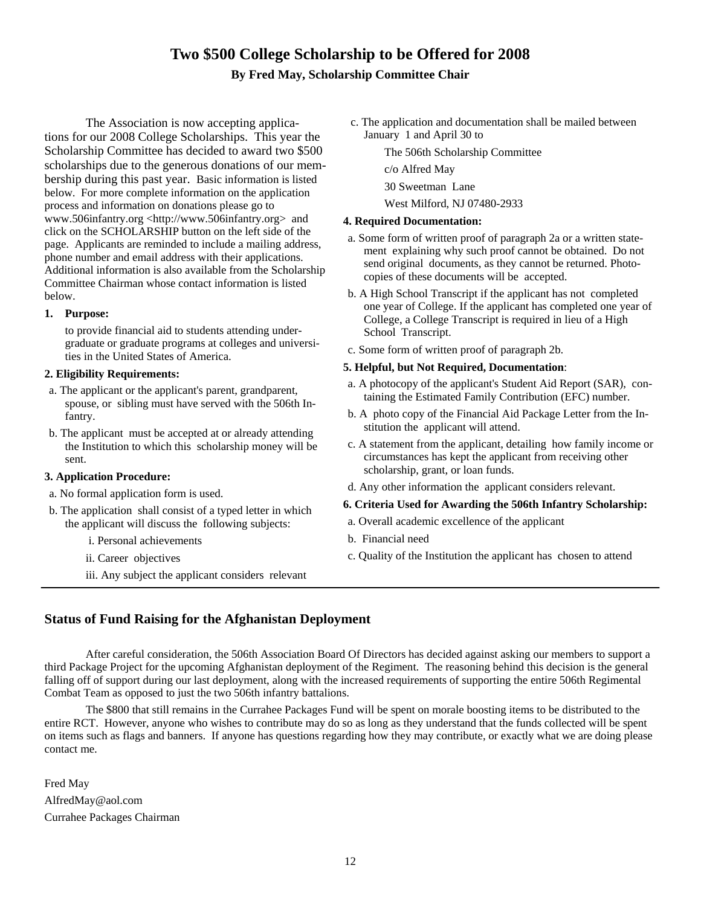# Two $500 College Scholarship to be Offered for 2008

**By Fred May, Scholarship Committee Chair**

The Association is now accepting applications for our 2008 College Scholarships. This year the Scholarship Committee has decided to award two $500 scholarships due to the generous donations of our membership during this past year. Basic information is listed below. For more complete information on the application process and information on donations please go to www.506infantry.org <http://www.506infantry.org> and click on the SCHOLARSHIP button on the left side of the page. Applicants are reminded to include a mailing address, phone number and email address with their applications. Additional information is also available from the Scholarship Committee Chairman whose contact information is listed below.

**1. Purpose:**

to provide financial aid to students attending undergraduate or graduate programs at colleges and universities in the United States of America.

**2. Eligibility Requirements:**

a. The applicant or the applicant's parent, grandparent, spouse, or sibling must have served with the 506th Infantry.

b. The applicant must be accepted at or already attending the Institution to which this scholarship money will be sent.

**3. Application Procedure:**

a. No formal application form is used.

b. The application shall consist of a typed letter in which the applicant will discuss the following subjects:

i. Personal achievements

ii. Career objectives

iii. Any subject the applicant considers relevant

c. The application and documentation shall be mailed between January 1 and April 30 to

The 506th Scholarship Committee
c/o Alfred May
30 Sweetman Lane
West Milford, NJ 07480-2933

**4. Required Documentation:**

a. Some form of written proof of paragraph 2a or a written statement explaining why such proof cannot be obtained. Do not send original documents, as they cannot be returned. Photocopies of these documents will be accepted.

b. A High School Transcript if the applicant has not completed one year of College. If the applicant has completed one year of College, a College Transcript is required in lieu of a High School Transcript.

c. Some form of written proof of paragraph 2b.

**5. Helpful, but Not Required, Documentation**:

a. A photocopy of the applicant's Student Aid Report (SAR), containing the Estimated Family Contribution (EFC) number.

b. A photo copy of the Financial Aid Package Letter from the Institution the applicant will attend.

c. A statement from the applicant, detailing how family income or circumstances has kept the applicant from receiving other scholarship, grant, or loan funds.

d. Any other information the applicant considers relevant.

**6. Criteria Used for Awarding the 506th Infantry Scholarship:**

a. Overall academic excellence of the applicant

b. Financial need

c. Quality of the Institution the applicant has chosen to attend

## Status of Fund Raising for the Afghanistan Deployment

After careful consideration, the 506th Association Board Of Directors has decided against asking our members to support a third Package Project for the upcoming Afghanistan deployment of the Regiment. The reasoning behind this decision is the general falling off of support during our last deployment, along with the increased requirements of supporting the entire 506th Regimental Combat Team as opposed to just the two 506th infantry battalions.

The $800 that still remains in the Currahee Packages Fund will be spent on morale boosting items to be distributed to the entire RCT. However, anyone who wishes to contribute may do so as long as they understand that the funds collected will be spent on items such as flags and banners. If anyone has questions regarding how they may contribute, or exactly what we are doing please contact me.

Fred May
AlfredMay@aol.com
Currahee Packages Chairman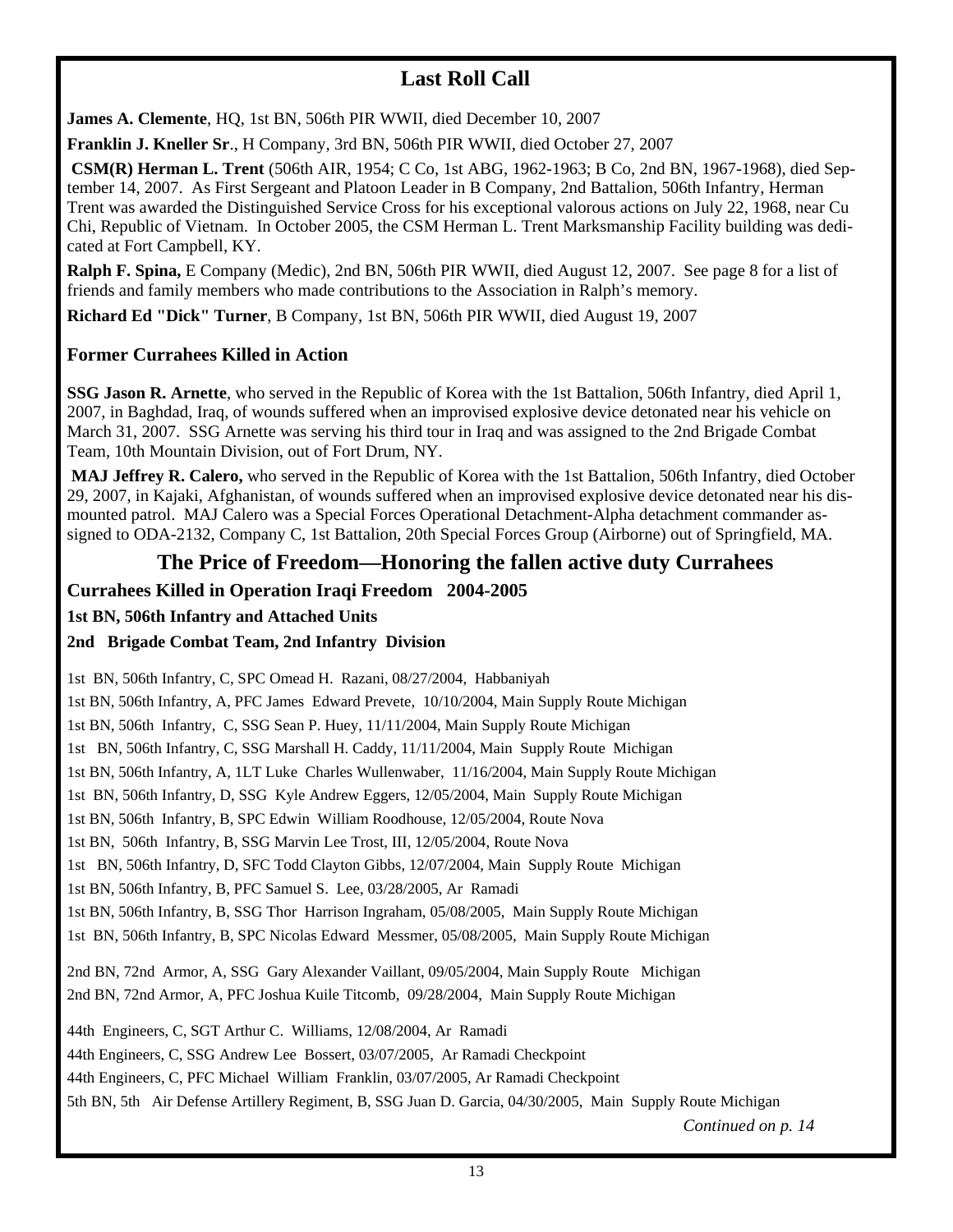## Last Roll Call

**James A. Clemente**, HQ, 1st BN, 506th PIR WWII, died December 10, 2007

**Franklin J. Kneller Sr**., H Company, 3rd BN, 506th PIR WWII, died October 27, 2007

**CSM(R) Herman L. Trent** (506th AIR, 1954; C Co, 1st ABG, 1962-1963; B Co, 2nd BN, 1967-1968), died September 14, 2007. As First Sergeant and Platoon Leader in B Company, 2nd Battalion, 506th Infantry, Herman Trent was awarded the Distinguished Service Cross for his exceptional valorous actions on July 22, 1968, near Cu Chi, Republic of Vietnam. In October 2005, the CSM Herman L. Trent Marksmanship Facility building was dedicated at Fort Campbell, KY.

**Ralph F. Spina,** E Company (Medic), 2nd BN, 506th PIR WWII, died August 12, 2007. See page 8 for a list of friends and family members who made contributions to the Association in Ralph's memory.

**Richard Ed "Dick" Turner**, B Company, 1st BN, 506th PIR WWII, died August 19, 2007

### Former Currahees Killed in Action

**SSG Jason R. Arnette**, who served in the Republic of Korea with the 1st Battalion, 506th Infantry, died April 1, 2007, in Baghdad, Iraq, of wounds suffered when an improvised explosive device detonated near his vehicle on March 31, 2007. SSG Arnette was serving his third tour in Iraq and was assigned to the 2nd Brigade Combat Team, 10th Mountain Division, out of Fort Drum, NY.

**MAJ Jeffrey R. Calero,** who served in the Republic of Korea with the 1st Battalion, 506th Infantry, died October 29, 2007, in Kajaki, Afghanistan, of wounds suffered when an improvised explosive device detonated near his dismounted patrol. MAJ Calero was a Special Forces Operational Detachment-Alpha detachment commander assigned to ODA-2132, Company C, 1st Battalion, 20th Special Forces Group (Airborne) out of Springfield, MA.

## The Price of Freedom—Honoring the fallen active duty Currahees

### Currahees Killed in Operation Iraqi Freedom 2004-2005

**1st BN, 506th Infantry and Attached Units**

**2nd Brigade Combat Team, 2nd Infantry Division**

1st BN, 506th Infantry, C, SPC Omead H. Razani, 08/27/2004, Habbaniyah

1st BN, 506th Infantry, A, PFC James Edward Prevete, 10/10/2004, Main Supply Route Michigan

1st BN, 506th Infantry, C, SSG Sean P. Huey, 11/11/2004, Main Supply Route Michigan

1st BN, 506th Infantry, C, SSG Marshall H. Caddy, 11/11/2004, Main Supply Route Michigan

1st BN, 506th Infantry, A, 1LT Luke Charles Wullenwaber, 11/16/2004, Main Supply Route Michigan

1st BN, 506th Infantry, D, SSG Kyle Andrew Eggers, 12/05/2004, Main Supply Route Michigan

1st BN, 506th Infantry, B, SPC Edwin William Roodhouse, 12/05/2004, Route Nova

1st BN, 506th Infantry, B, SSG Marvin Lee Trost, III, 12/05/2004, Route Nova

1st BN, 506th Infantry, D, SFC Todd Clayton Gibbs, 12/07/2004, Main Supply Route Michigan

1st BN, 506th Infantry, B, PFC Samuel S. Lee, 03/28/2005, Ar Ramadi

1st BN, 506th Infantry, B, SSG Thor Harrison Ingraham, 05/08/2005, Main Supply Route Michigan

1st BN, 506th Infantry, B, SPC Nicolas Edward Messmer, 05/08/2005, Main Supply Route Michigan

2nd BN, 72nd Armor, A, SSG Gary Alexander Vaillant, 09/05/2004, Main Supply Route Michigan

2nd BN, 72nd Armor, A, PFC Joshua Kuile Titcomb, 09/28/2004, Main Supply Route Michigan

44th Engineers, C, SGT Arthur C. Williams, 12/08/2004, Ar Ramadi

44th Engineers, C, SSG Andrew Lee Bossert, 03/07/2005, Ar Ramadi Checkpoint

44th Engineers, C, PFC Michael William Franklin, 03/07/2005, Ar Ramadi Checkpoint

5th BN, 5th Air Defense Artillery Regiment, B, SSG Juan D. Garcia, 04/30/2005, Main Supply Route Michigan

*Continued on p. 14*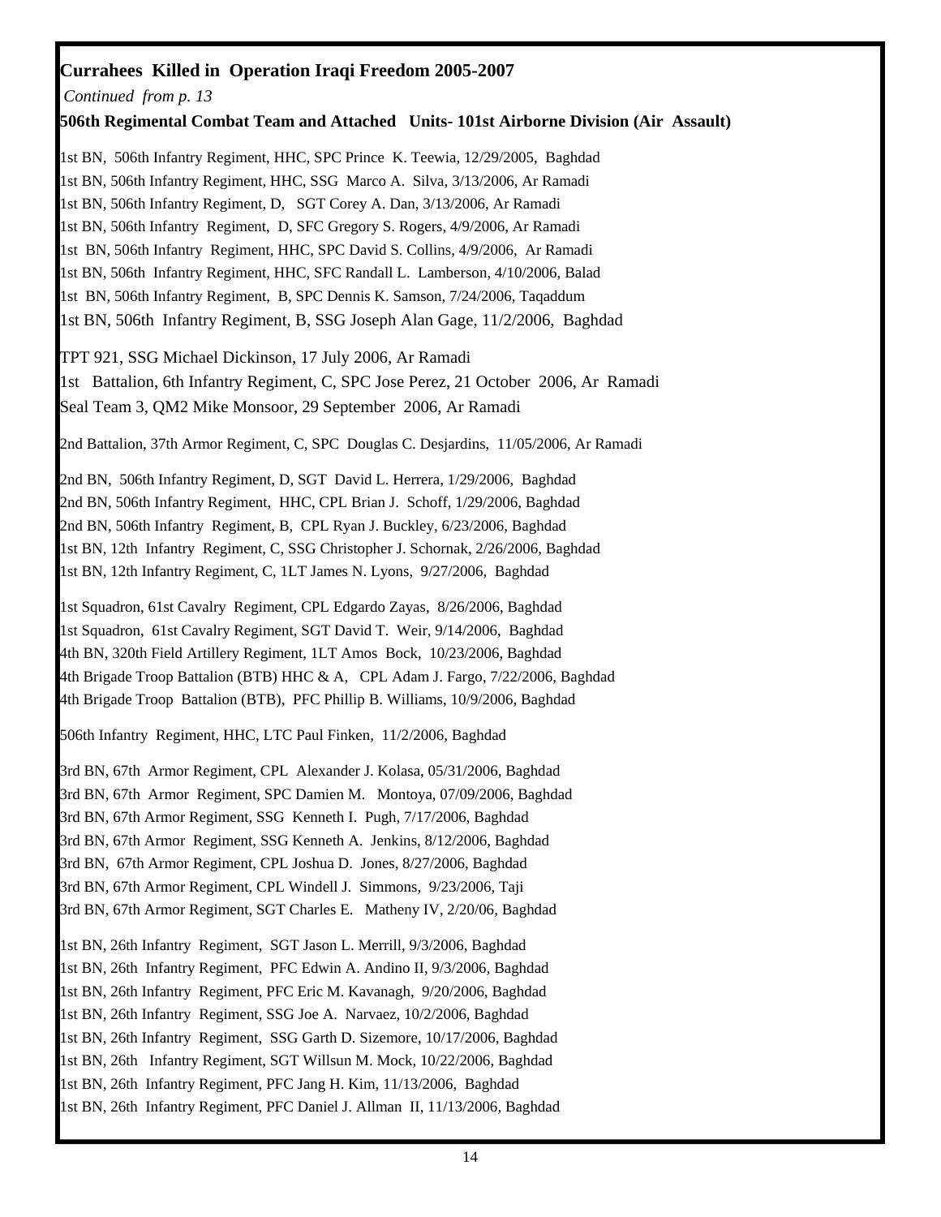**Currahees Killed in Operation Iraqi Freedom 2005-2007**

*Continued from p. 13*

**506th Regimental Combat Team and Attached Units- 101st Airborne Division (Air Assault)**

1st BN, 506th Infantry Regiment, HHC, SPC Prince K. Teewia, 12/29/2005, Baghdad
1st BN, 506th Infantry Regiment, HHC, SSG Marco A. Silva, 3/13/2006, Ar Ramadi
1st BN, 506th Infantry Regiment, D, SGT Corey A. Dan, 3/13/2006, Ar Ramadi
1st BN, 506th Infantry Regiment, D, SFC Gregory S. Rogers, 4/9/2006, Ar Ramadi
1st BN, 506th Infantry Regiment, HHC, SPC David S. Collins, 4/9/2006, Ar Ramadi
1st BN, 506th Infantry Regiment, HHC, SFC Randall L. Lamberson, 4/10/2006, Balad
1st BN, 506th Infantry Regiment, B, SPC Dennis K. Samson, 7/24/2006, Taqaddum
1st BN, 506th Infantry Regiment, B, SSG Joseph Alan Gage, 11/2/2006, Baghdad

TPT 921, SSG Michael Dickinson, 17 July 2006, Ar Ramadi
1st Battalion, 6th Infantry Regiment, C, SPC Jose Perez, 21 October 2006, Ar Ramadi
Seal Team 3, QM2 Mike Monsoor, 29 September 2006, Ar Ramadi

2nd Battalion, 37th Armor Regiment, C, SPC Douglas C. Desjardins, 11/05/2006, Ar Ramadi

2nd BN, 506th Infantry Regiment, D, SGT David L. Herrera, 1/29/2006, Baghdad
2nd BN, 506th Infantry Regiment, HHC, CPL Brian J. Schoff, 1/29/2006, Baghdad
2nd BN, 506th Infantry Regiment, B, CPL Ryan J. Buckley, 6/23/2006, Baghdad
1st BN, 12th Infantry Regiment, C, SSG Christopher J. Schornak, 2/26/2006, Baghdad
1st BN, 12th Infantry Regiment, C, 1LT James N. Lyons, 9/27/2006, Baghdad

1st Squadron, 61st Cavalry Regiment, CPL Edgardo Zayas, 8/26/2006, Baghdad
1st Squadron, 61st Cavalry Regiment, SGT David T. Weir, 9/14/2006, Baghdad
4th BN, 320th Field Artillery Regiment, 1LT Amos Bock, 10/23/2006, Baghdad
4th Brigade Troop Battalion (BTB) HHC & A, CPL Adam J. Fargo, 7/22/2006, Baghdad
4th Brigade Troop Battalion (BTB), PFC Phillip B. Williams, 10/9/2006, Baghdad

506th Infantry Regiment, HHC, LTC Paul Finken, 11/2/2006, Baghdad

3rd BN, 67th Armor Regiment, CPL Alexander J. Kolasa, 05/31/2006, Baghdad
3rd BN, 67th Armor Regiment, SPC Damien M. Montoya, 07/09/2006, Baghdad
3rd BN, 67th Armor Regiment, SSG Kenneth I. Pugh, 7/17/2006, Baghdad
3rd BN, 67th Armor Regiment, SSG Kenneth A. Jenkins, 8/12/2006, Baghdad
3rd BN, 67th Armor Regiment, CPL Joshua D. Jones, 8/27/2006, Baghdad
3rd BN, 67th Armor Regiment, CPL Windell J. Simmons, 9/23/2006, Taji
3rd BN, 67th Armor Regiment, SGT Charles E. Matheny IV, 2/20/06, Baghdad

1st BN, 26th Infantry Regiment, SGT Jason L. Merrill, 9/3/2006, Baghdad
1st BN, 26th Infantry Regiment, PFC Edwin A. Andino II, 9/3/2006, Baghdad
1st BN, 26th Infantry Regiment, PFC Eric M. Kavanagh, 9/20/2006, Baghdad
1st BN, 26th Infantry Regiment, SSG Joe A. Narvaez, 10/2/2006, Baghdad
1st BN, 26th Infantry Regiment, SSG Garth D. Sizemore, 10/17/2006, Baghdad
1st BN, 26th Infantry Regiment, SGT Willsun M. Mock, 10/22/2006, Baghdad
1st BN, 26th Infantry Regiment, PFC Jang H. Kim, 11/13/2006, Baghdad
1st BN, 26th Infantry Regiment, PFC Daniel J. Allman II, 11/13/2006, Baghdad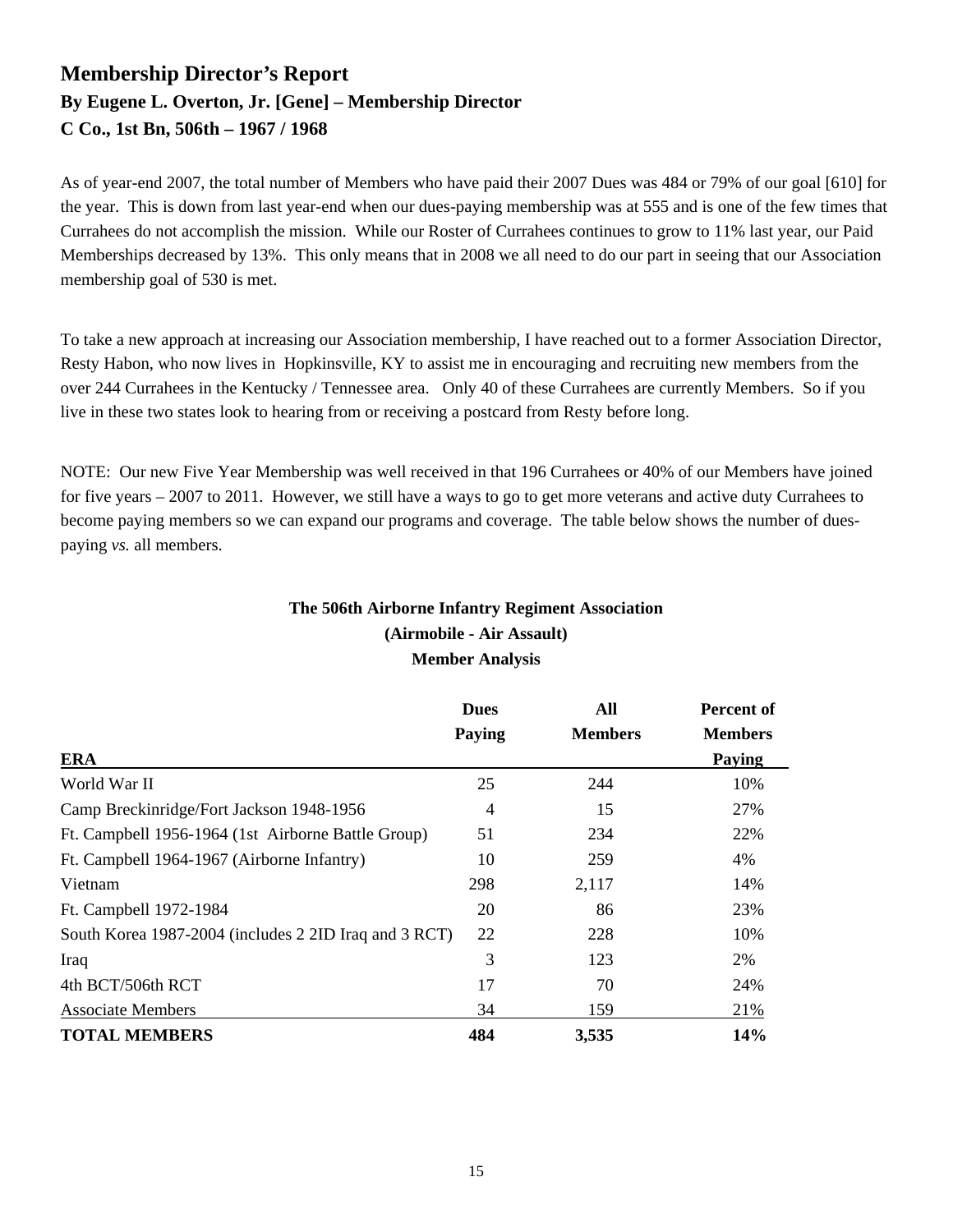## Membership Director's Report

### By Eugene L. Overton, Jr. [Gene] – Membership Director

### C Co., 1st Bn, 506th – 1967 / 1968

As of year-end 2007, the total number of Members who have paid their 2007 Dues was 484 or 79% of our goal [610] for the year. This is down from last year-end when our dues-paying membership was at 555 and is one of the few times that Currahees do not accomplish the mission. While our Roster of Currahees continues to grow to 11% last year, our Paid Memberships decreased by 13%. This only means that in 2008 we all need to do our part in seeing that our Association membership goal of 530 is met.

To take a new approach at increasing our Association membership, I have reached out to a former Association Director, Resty Habon, who now lives in Hopkinsville, KY to assist me in encouraging and recruiting new members from the over 244 Currahees in the Kentucky / Tennessee area. Only 40 of these Currahees are currently Members. So if you live in these two states look to hearing from or receiving a postcard from Resty before long.

NOTE: Our new Five Year Membership was well received in that 196 Currahees or 40% of our Members have joined for five years – 2007 to 2011. However, we still have a ways to go to get more veterans and active duty Currahees to become paying members so we can expand our programs and coverage. The table below shows the number of dues-paying *vs.* all members.

**The 506th Airborne Infantry Regiment Association**
**(Airmobile - Air Assault)**
**Member Analysis**

| ERA | Dues Paying | All Members | Percent of Members Paying |
|---|---|---|---|
| World War II | 25 | 244 | 10% |
| Camp Breckinridge/Fort Jackson 1948-1956 | 4 | 15 | 27% |
| Ft. Campbell 1956-1964 (1st Airborne Battle Group) | 51 | 234 | 22% |
| Ft. Campbell 1964-1967 (Airborne Infantry) | 10 | 259 | 4% |
| Vietnam | 298 | 2,117 | 14% |
| Ft. Campbell 1972-1984 | 20 | 86 | 23% |
| South Korea 1987-2004 (includes 2 2ID Iraq and 3 RCT) | 22 | 228 | 10% |
| Iraq | 3 | 123 | 2% |
| 4th BCT/506th RCT | 17 | 70 | 24% |
| Associate Members | 34 | 159 | 21% |
| **TOTAL MEMBERS** | **484** | **3,535** | **14%** |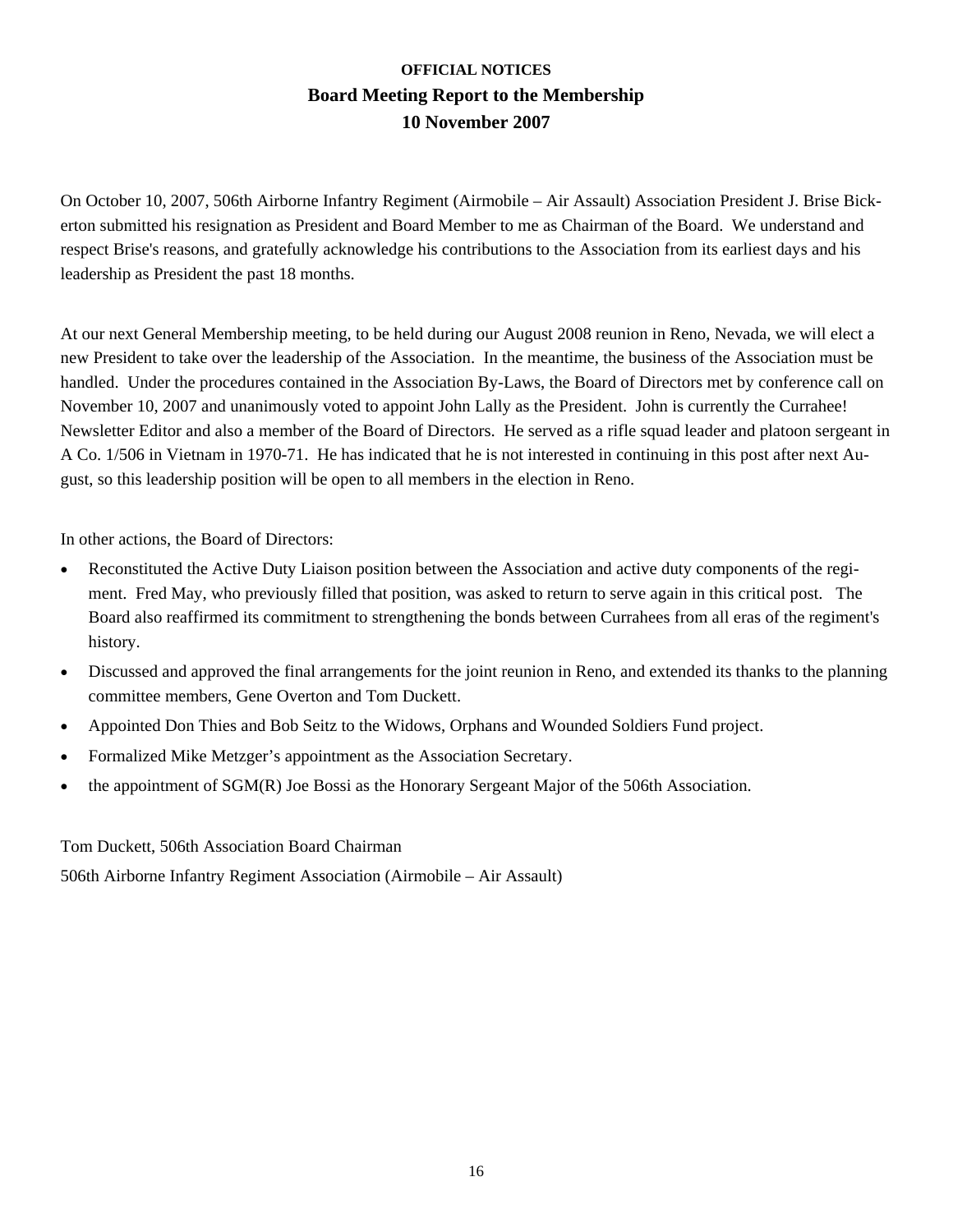**OFFICIAL NOTICES**

## Board Meeting Report to the Membership

## 10 November 2007

On October 10, 2007, 506th Airborne Infantry Regiment (Airmobile – Air Assault) Association President J. Brise Bickerton submitted his resignation as President and Board Member to me as Chairman of the Board. We understand and respect Brise's reasons, and gratefully acknowledge his contributions to the Association from its earliest days and his leadership as President the past 18 months.

At our next General Membership meeting, to be held during our August 2008 reunion in Reno, Nevada, we will elect a new President to take over the leadership of the Association. In the meantime, the business of the Association must be handled. Under the procedures contained in the Association By-Laws, the Board of Directors met by conference call on November 10, 2007 and unanimously voted to appoint John Lally as the President. John is currently the Currahee! Newsletter Editor and also a member of the Board of Directors. He served as a rifle squad leader and platoon sergeant in A Co. 1/506 in Vietnam in 1970-71. He has indicated that he is not interested in continuing in this post after next August, so this leadership position will be open to all members in the election in Reno.

In other actions, the Board of Directors:

- Reconstituted the Active Duty Liaison position between the Association and active duty components of the regiment. Fred May, who previously filled that position, was asked to return to serve again in this critical post. The Board also reaffirmed its commitment to strengthening the bonds between Currahees from all eras of the regiment's history.
- Discussed and approved the final arrangements for the joint reunion in Reno, and extended its thanks to the planning committee members, Gene Overton and Tom Duckett.
- Appointed Don Thies and Bob Seitz to the Widows, Orphans and Wounded Soldiers Fund project.
- Formalized Mike Metzger's appointment as the Association Secretary.
- the appointment of SGM(R) Joe Bossi as the Honorary Sergeant Major of the 506th Association.

Tom Duckett, 506th Association Board Chairman

506th Airborne Infantry Regiment Association (Airmobile – Air Assault)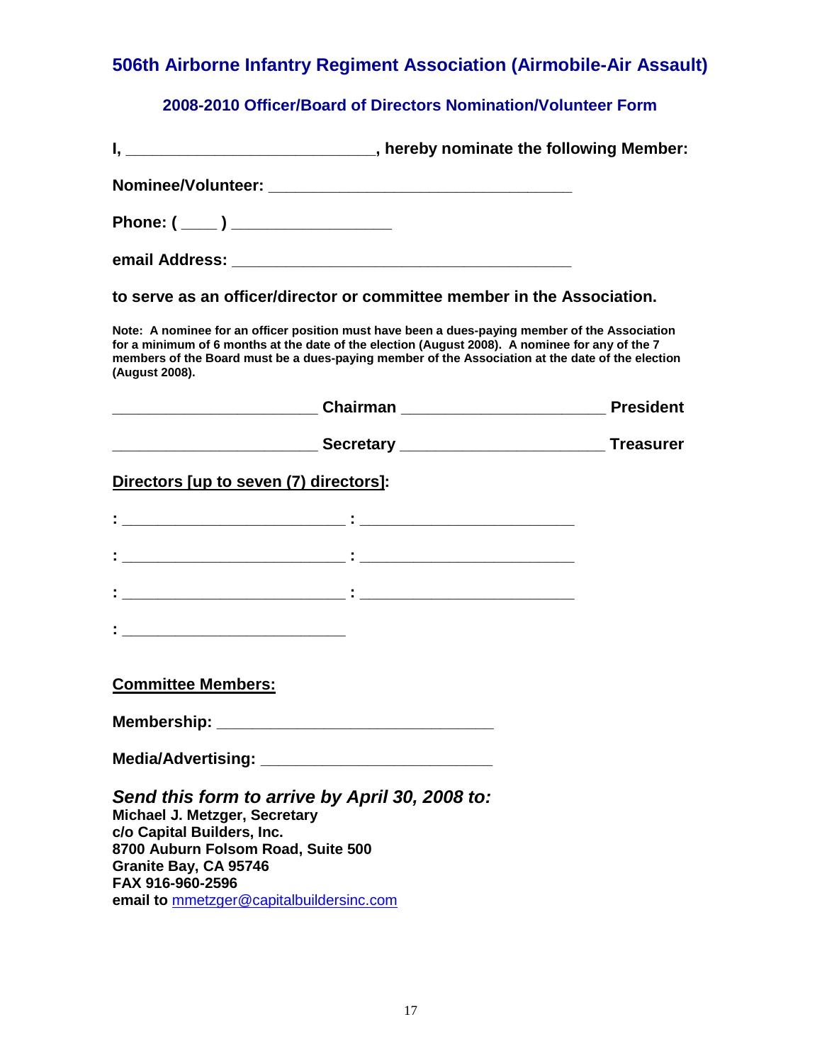## 506th Airborne Infantry Regiment Association (Airmobile-Air Assault)

### 2008-2010 Officer/Board of Directors Nomination/Volunteer Form

**I, ___________________________, hereby nominate the following Member:**

**Nominee/Volunteer: _________________________________**

**Phone: ( ____ ) _________________**

**email Address: _____________________________________**

**to serve as an officer/director or committee member in the Association.**

**Note: A nominee for an officer position must have been a dues-paying member of the Association for a minimum of 6 months at the date of the election (August 2008). A nominee for any of the 7 members of the Board must be a dues-paying member of the Association at the date of the election (August 2008).**

**______________________ Chairman ______________________ President**

**______________________ Secretary ______________________ Treasurer**

**Directors [up to seven (7) directors]:**

**: ________________________ : ________________________**

**: ________________________ : ________________________**

**: ________________________ : ________________________**

**: ________________________**

**Committee Members:**

**Membership: ______________________________**

**Media/Advertising: _________________________**

***Send this form to arrive by April 30, 2008 to:***

**Michael J. Metzger, Secretary**
**c/o Capital Builders, Inc.**
**8700 Auburn Folsom Road, Suite 500**
**Granite Bay, CA 95746**
**FAX 916-960-2596**
**email to** mmetzger@capitalbuildersinc.com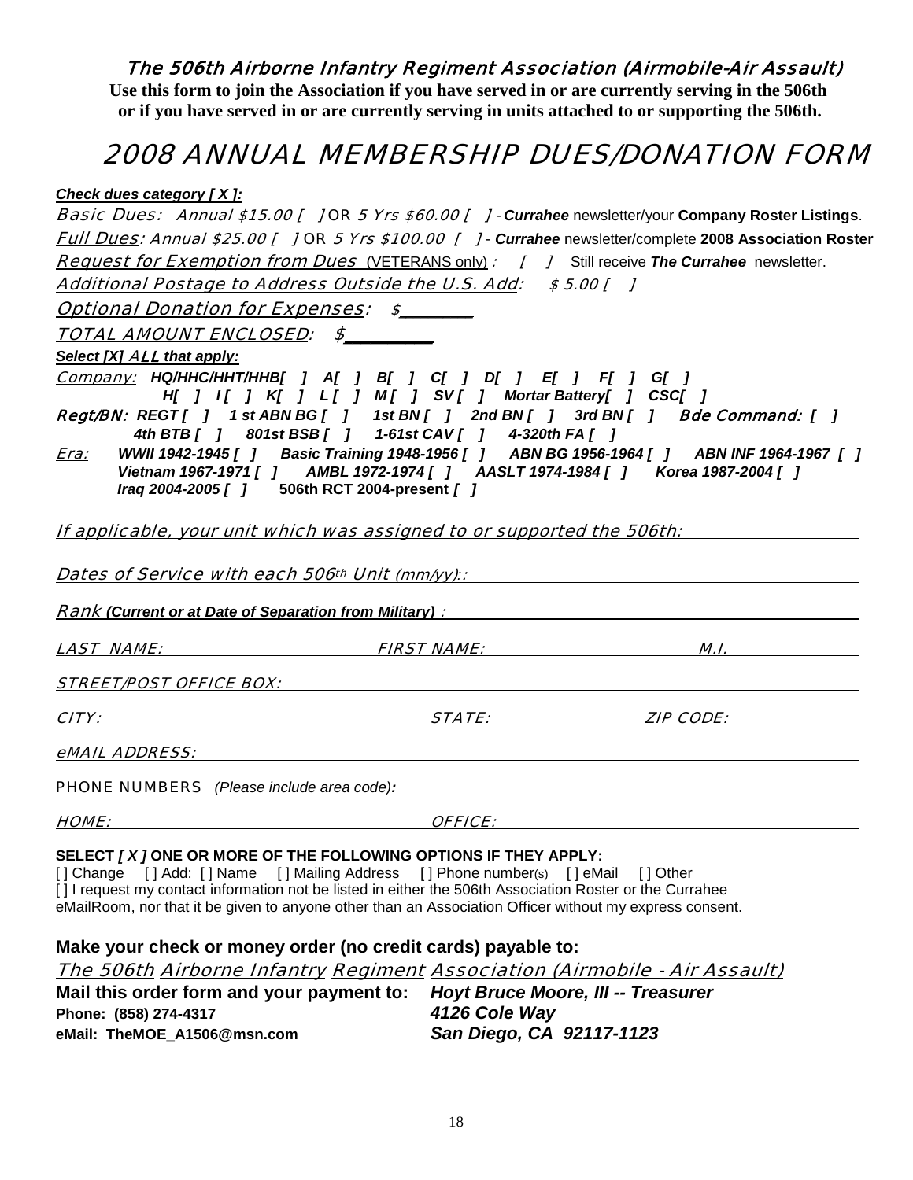## The 506th Airborne Infantry Regiment Association (Airmobile-Air Assault)

**Use this form to join the Association if you have served in or are currently serving in the 506th or if you have served in or are currently serving in units attached to or supporting the 506th.**

# 2008 ANNUAL MEMBERSHIP DUES/DONATION FORM

***Check dues category [ X ]:***

*Basic Dues*: *Annual $15.00 [ ]* OR *5 Yrs $60.00 [ ]* - ***Currahee*** newsletter/your **Company Roster Listings**.

*Full Dues*: *Annual $25.00 [ ]* OR *5 Yrs $100.00 [ ]* - ***Currahee*** newsletter/complete **2008 Association Roster**

*Request for Exemption from Dues* (VETERANS only) : [ ] Still receive ***The Currahee*** newsletter.

*Additional Postage to Address Outside the U.S. Add*: *$ 5.00 [ ]*

*Optional Donation for Expenses*: *$_______*

*TOTAL AMOUNT ENCLOSED*: *$________*

***Select [X] ALL that apply:***

*Company:* ***HQ/HHC/HHT/HHB[ ] A[ ] B[ ] C[ ] D[ ] E[ ] F[ ] G[ ] H[ ] I[ ] K[ ] L[ ] M[ ] SV[ ] Mortar Battery[ ] CSC[ ]***

***Regt/BN:*** ***REGT [ ] 1 st ABN BG [ ] 1st BN [ ] 2nd BN [ ] 3rd BN [ ]*** ***Bde Command: [ ]*** ***4th BTB [ ] 801st BSB [ ] 1-61st CAV [ ] 4-320th FA [ ]***

*Era:* ***WWII 1942-1945 [ ] Basic Training 1948-1956 [ ] ABN BG 1956-1964 [ ] ABN INF 1964-1967 [ ] Vietnam 1967-1971 [ ] AMBL 1972-1974 [ ] AASLT 1974-1984 [ ] Korea 1987-2004 [ ] Iraq 2004-2005 [ ]*** **506th RCT 2004-present *[ ]***

*If applicable, your unit which was assigned to or supported the 506th:* ____________________

*Dates of Service with each 506th Unit (mm/yy)::* ____________________

*Rank* ***(Current or at Date of Separation from Military)*** : ____________________

*LAST NAME:* __________ *FIRST NAME:* __________ *M.I.* __________

*STREET/POST OFFICE BOX:* ____________________

*CITY:* __________ *STATE:* __________ *ZIP CODE:* __________

*eMAIL ADDRESS:* ____________________

PHONE NUMBERS *(Please include area code):*

*HOME:* __________ *OFFICE:* __________

**SELECT *[ X ]* ONE OR MORE OF THE FOLLOWING OPTIONS IF THEY APPLY:**

[ ] Change [ ] Add: [ ] Name [ ] Mailing Address [ ] Phone number(s) [ ] eMail [ ] Other

[ ] I request my contact information not be listed in either the 506th Association Roster or the Currahee eMailRoom, nor that it be given to anyone other than an Association Officer without my express consent.

**Make your check or money order (no credit cards) payable to:**

*The 506th Airborne Infantry Regiment Association (Airmobile - Air Assault)*

**Mail this order form and your payment to:** ***Hoyt Bruce Moore, III -- Treasurer***

**Phone: (858) 274-4317** ***4126 Cole Way***

**eMail: TheMOE_A1506@msn.com** ***San Diego, CA 92117-1123***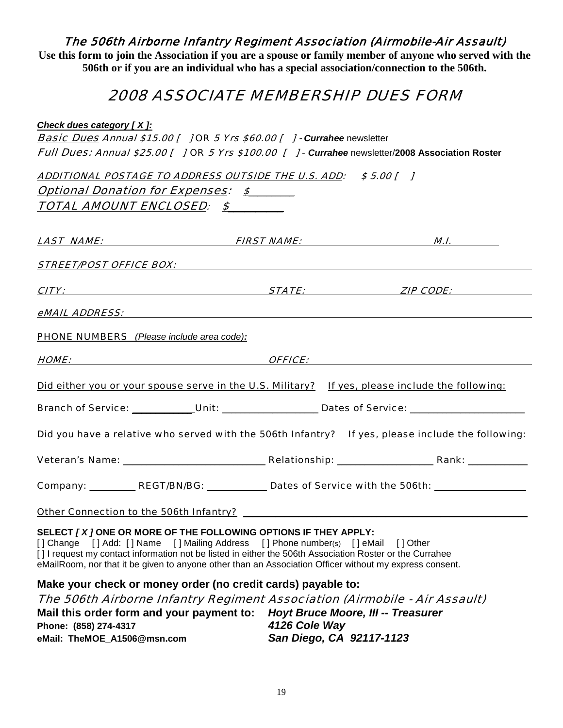# The 506th Airborne Infantry Regiment Association (Airmobile-Air Assault)

**Use this form to join the Association if you are a spouse or family member of anyone who served with the 506th or if you are an individual who has a special association/connection to the 506th.**

## 2008 ASSOCIATE MEMBERSHIP DUES FORM

***Check dues category [ X ]:***

*Basic Dues Annual $15.00 [ ] OR 5 Yrs $60.00 [ ] - **Currahee** newsletter*

*Full Dues: Annual $25.00 [ ] OR 5 Yrs $100.00 [ ] - **Currahee** newsletter/**2008 Association Roster***

*ADDITIONAL POSTAGE TO ADDRESS OUTSIDE THE U.S. ADD: $ 5.00 [ ]*

*Optional Donation for Expenses: $________*

*TOTAL AMOUNT ENCLOSED: $________*

*LAST NAME:* ____________________ *FIRST NAME:* ____________________ *M.I.* ________

*STREET/POST OFFICE BOX:* ________________________________________

*CITY:* ____________________ *STATE:* ____________ *ZIP CODE:* ____________

*eMAIL ADDRESS:* ________________________________________

PHONE NUMBERS *(Please include area code):*

*HOME:* ____________________ *OFFICE:* ____________________

Did either you or your spouse serve in the U.S. Military? If yes, please include the following:

Branch of Service: __________ Unit: ______________ Dates of Service: ________________

Did you have a relative who served with the 506th Infantry? If yes, please include the following:

Veteran's Name: ____________________ Relationship: ______________ Rank: __________

Company: ________ REGT/BN/BG: __________ Dates of Service with the 506th: ______________

Other Connection to the 506th Infantry? ________________________________________

**SELECT *[ X ]* ONE OR MORE OF THE FOLLOWING OPTIONS IF THEY APPLY:**

[ ] Change [ ] Add: [ ] Name [ ] Mailing Address [ ] Phone number(s) [ ] eMail [ ] Other

[ ] I request my contact information not be listed in either the 506th Association Roster or the Currahee eMailRoom, nor that it be given to anyone other than an Association Officer without my express consent.

**Make your check or money order (no credit cards) payable to:**

*The 506th Airborne Infantry Regiment Association (Airmobile - Air Assault)*

**Mail this order form and your payment to:** ***Hoyt Bruce Moore, III -- Treasurer***

**Phone: (858) 274-4317** ***4126 Cole Way***

**eMail: TheMOE_A1506@msn.com** ***San Diego, CA 92117-1123***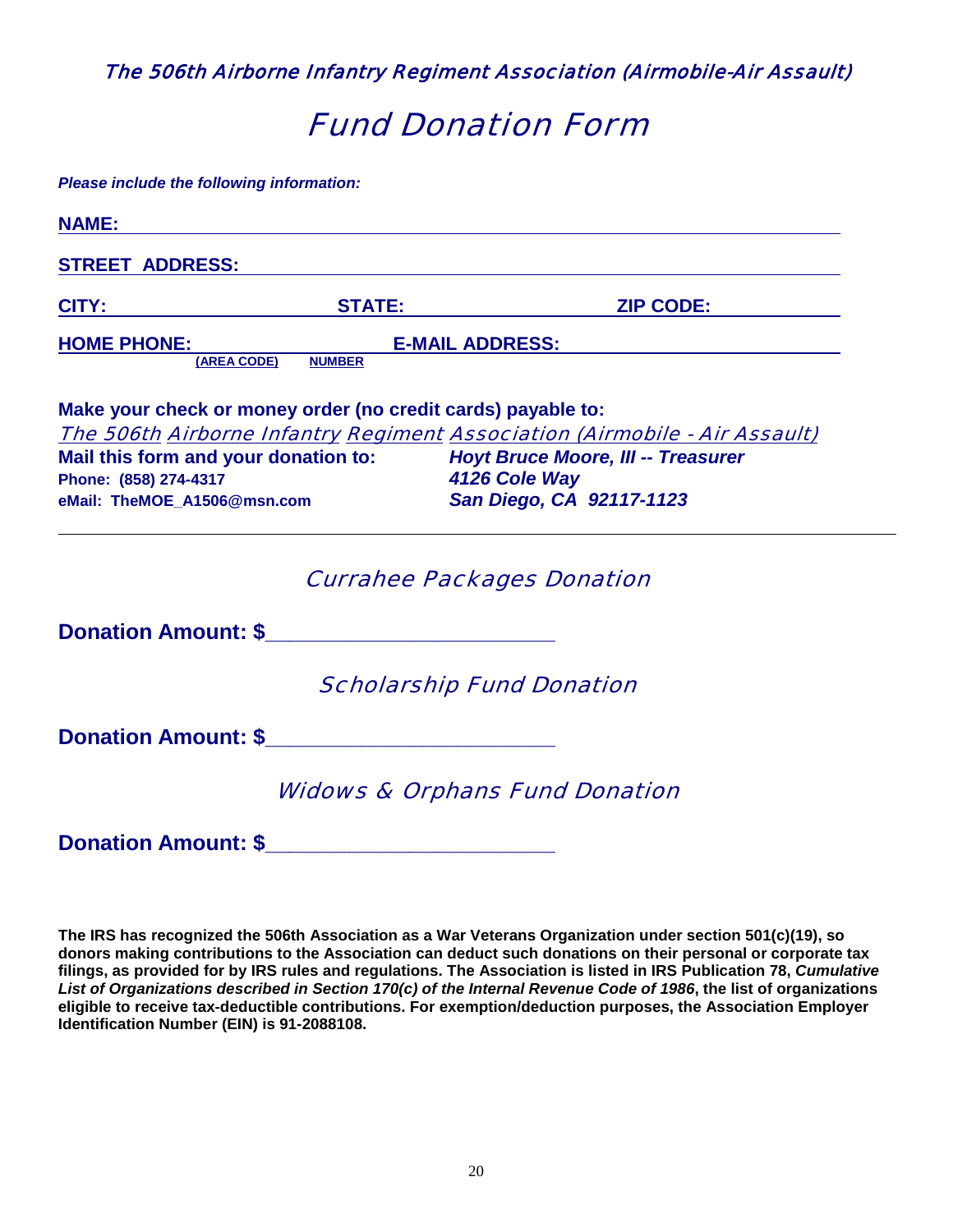*The 506th Airborne Infantry Regiment Association (Airmobile-Air Assault)*

# *Fund Donation Form*

***Please include the following information:***

**NAME:** ______________________________________________

**STREET ADDRESS:** ______________________________________________

**CITY:** ____________________ **STATE:** ____________________ **ZIP CODE:** ____________

**HOME PHONE:** ____________ **E-MAIL ADDRESS:** ______________________
**(AREA CODE) NUMBER**

**Make your check or money order (no credit cards) payable to:**
*The 506th Airborne Infantry Regiment Association (Airmobile - Air Assault)*

**Mail this form and your donation to:**
**Phone: (858) 274-4317**
**eMail: TheMOE_A1506@msn.com**

***Hoyt Bruce Moore, III -- Treasurer***
***4126 Cole Way***
***San Diego, CA 92117-1123***

---

## *Currahee Packages Donation*

**Donation Amount: $________________________**

## *Scholarship Fund Donation*

**Donation Amount: $________________________**

## *Widows & Orphans Fund Donation*

**Donation Amount: $________________________**

**The IRS has recognized the 506th Association as a War Veterans Organization under section 501(c)(19), so donors making contributions to the Association can deduct such donations on their personal or corporate tax filings, as provided for by IRS rules and regulations. The Association is listed in IRS Publication 78, *Cumulative List of Organizations described in Section 170(c) of the Internal Revenue Code of 1986*, the list of organizations eligible to receive tax-deductible contributions. For exemption/deduction purposes, the Association Employer Identification Number (EIN) is 91-2088108.**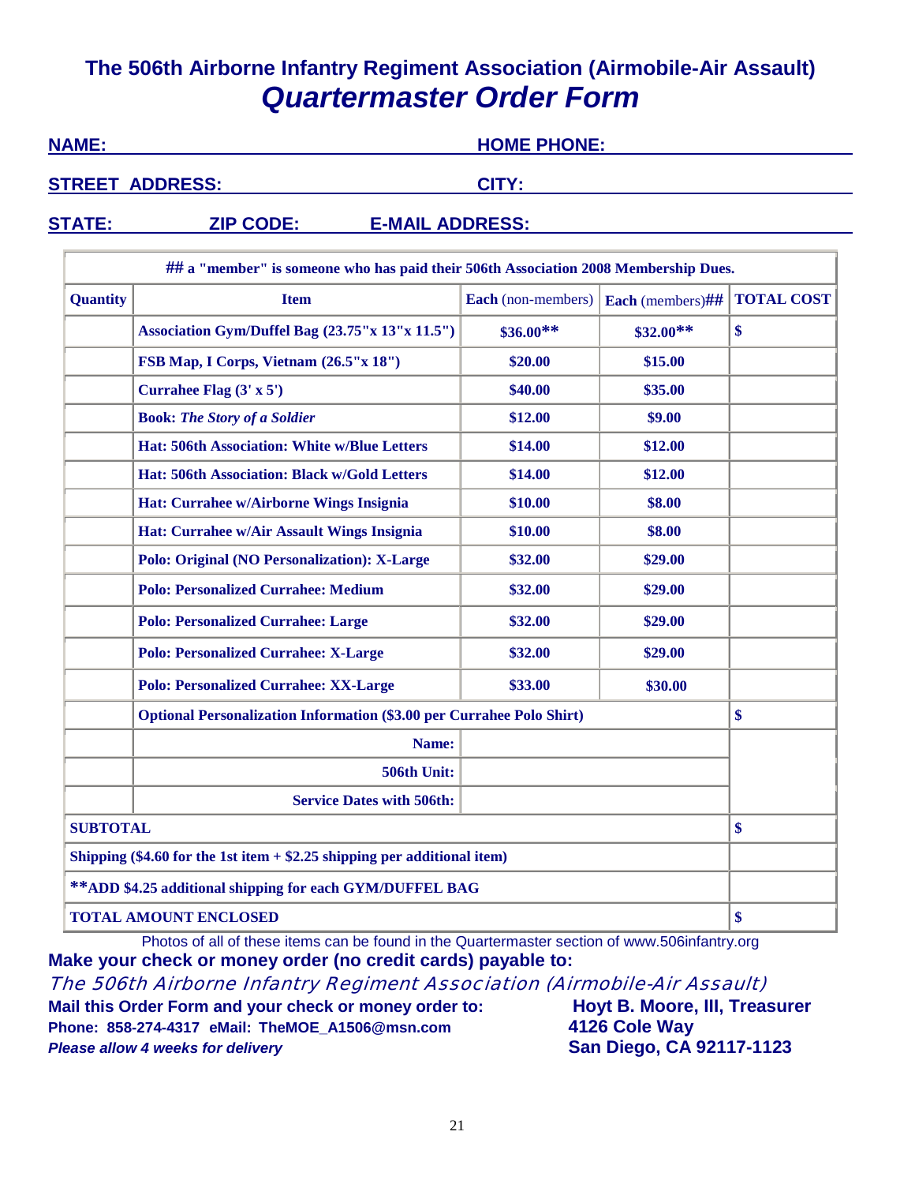# The 506th Airborne Infantry Regiment Association (Airmobile-Air Assault)

## *Quartermaster Order Form*

**NAME:** ____________________ **HOME PHONE:** ____________________

**STREET ADDRESS:** ____________________ **CITY:** ____________________

**STATE:** ________ **ZIP CODE:** ________ **E-MAIL ADDRESS:** ____________________

| ## a "member" is someone who has paid their 506th Association 2008 Membership Dues. | | | | |
|---|---|---|---|---|
| **Quantity** | **Item** | **Each** (non-members) | **Each** (members)## | **TOTAL COST** |
| | **Association Gym/Duffel Bag (23.75"x 13"x 11.5")** | **$36.00**** | **$32.00**** | **$** |
| | **FSB Map, I Corps, Vietnam (26.5"x 18")** | **$20.00** | **$15.00** | |
| | **Currahee Flag (3' x 5')** | **$40.00** | **$35.00** | |
| | **Book:** ***The Story of a Soldier*** | **$12.00** | **$9.00** | |
| | **Hat: 506th Association: White w/Blue Letters** | **$14.00** | **$12.00** | |
| | **Hat: 506th Association: Black w/Gold Letters** | **$14.00** | **$12.00** | |
| | **Hat: Currahee w/Airborne Wings Insignia** | **$10.00** | **$8.00** | |
| | **Hat: Currahee w/Air Assault Wings Insignia** | **$10.00** | **$8.00** | |
| | **Polo: Original (NO Personalization): X-Large** | **$32.00** | **$29.00** | |
| | **Polo: Personalized Currahee: Medium** | **$32.00** | **$29.00** | |
| | **Polo: Personalized Currahee: Large** | **$32.00** | **$29.00** | |
| | **Polo: Personalized Currahee: X-Large** | **$32.00** | **$29.00** | |
| | **Polo: Personalized Currahee: XX-Large** | **$33.00** | **$30.00** | |
| | **Optional Personalization Information ($3.00 per Currahee Polo Shirt)** | | | **$** |
| | **Name:** | | | |
| | **506th Unit:** | | | |
| | **Service Dates with 506th:** | | | |
| **SUBTOTAL** | | | | **$** |
| **Shipping ($4.60 for the 1st item + $2.25 shipping per additional item)** | | | | |
| ****ADD $4.25 additional shipping for each GYM/DUFFEL BAG** | | | | |
| **TOTAL AMOUNT ENCLOSED** | | | | **$** |

Photos of all of these items can be found in the Quartermaster section of www.506infantry.org

**Make your check or money order (no credit cards) payable to:**

*The 506th Airborne Infantry Regiment Association (Airmobile-Air Assault)*

**Mail this Order Form and your check or money order to:**
**Phone: 858-274-4317 eMail: TheMOE_A1506@msn.com**
***Please allow 4 weeks for delivery***

**Hoyt B. Moore, III, Treasurer**
**4126 Cole Way**
**San Diego, CA 92117-1123**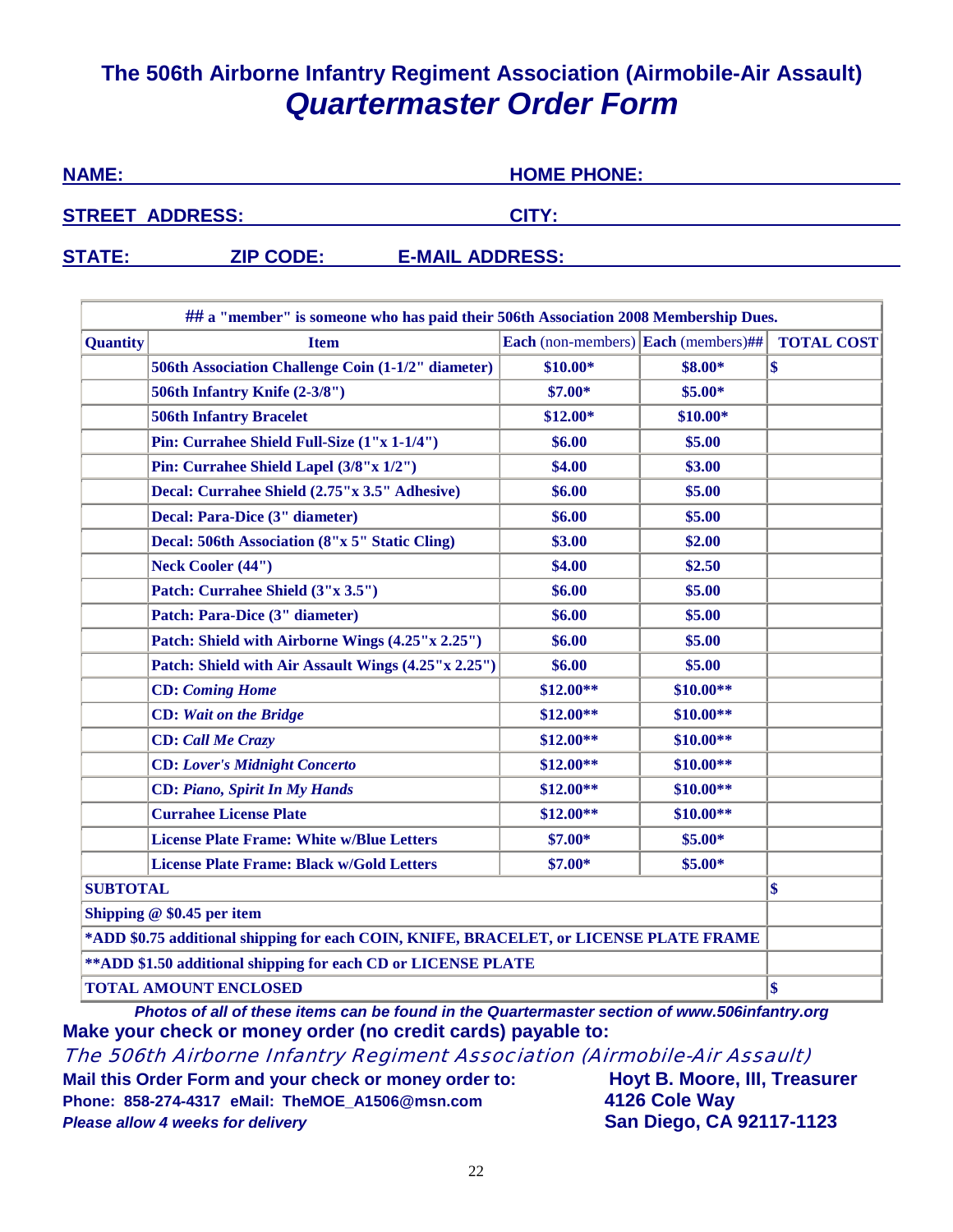# The 506th Airborne Infantry Regiment Association (Airmobile-Air Assault)

## *Quartermaster Order Form*

**NAME:** ______________________ **HOME PHONE:** ______________________

**STREET ADDRESS:** ______________________ **CITY:** ______________________

**STATE:** ________ **ZIP CODE:** ________ **E-MAIL ADDRESS:** ______________________

| ## a "member" is someone who has paid their 506th Association 2008 Membership Dues. | | | | |
|---|---|---|---|---|
| **Quantity** | **Item** | **Each** (non-members) | **Each** (members)## | **TOTAL COST** |
| | **506th Association Challenge Coin (1-1/2" diameter)** | **$10.00*** | **$8.00*** | **$** |
| | **506th Infantry Knife (2-3/8")** | **$7.00*** | **$5.00*** | |
| | **506th Infantry Bracelet** | **$12.00*** | **$10.00*** | |
| | **Pin: Currahee Shield Full-Size (1"x 1-1/4")** | **$6.00** | **$5.00** | |
| | **Pin: Currahee Shield Lapel (3/8"x 1/2")** | **$4.00** | **$3.00** | |
| | **Decal: Currahee Shield (2.75"x 3.5" Adhesive)** | **$6.00** | **$5.00** | |
| | **Decal: Para-Dice (3" diameter)** | **$6.00** | **$5.00** | |
| | **Decal: 506th Association (8"x 5" Static Cling)** | **$3.00** | **$2.00** | |
| | **Neck Cooler (44")** | **$4.00** | **$2.50** | |
| | **Patch: Currahee Shield (3"x 3.5")** | **$6.00** | **$5.00** | |
| | **Patch: Para-Dice (3" diameter)** | **$6.00** | **$5.00** | |
| | **Patch: Shield with Airborne Wings (4.25"x 2.25")** | **$6.00** | **$5.00** | |
| | **Patch: Shield with Air Assault Wings (4.25"x 2.25")** | **$6.00** | **$5.00** | |
| | **CD: *Coming Home*** | **$12.00**** | **$10.00**** | |
| | **CD: *Wait on the Bridge*** | **$12.00**** | **$10.00**** | |
| | **CD: *Call Me Crazy*** | **$12.00**** | **$10.00**** | |
| | **CD: *Lover's Midnight Concerto*** | **$12.00**** | **$10.00**** | |
| | **CD: *Piano, Spirit In My Hands*** | **$12.00**** | **$10.00**** | |
| | **Currahee License Plate** | **$12.00**** | **$10.00**** | |
| | **License Plate Frame: White w/Blue Letters** | **$7.00*** | **$5.00*** | |
| | **License Plate Frame: Black w/Gold Letters** | **$7.00*** | **$5.00*** | |
| **SUBTOTAL** | | | | **$** |
| **Shipping @ $0.45 per item** | | | | |
| ***ADD $0.75 additional shipping for each COIN, KNIFE, BRACELET, or LICENSE PLATE FRAME** | | | | |
| ****ADD $1.50 additional shipping for each CD or LICENSE PLATE** | | | | |
| **TOTAL AMOUNT ENCLOSED** | | | | **$** |

***Photos of all of these items can be found in the Quartermaster section of www.506infantry.org***

**Make your check or money order (no credit cards) payable to:**

The 506th Airborne Infantry Regiment Association (Airmobile-Air Assault)

**Mail this Order Form and your check or money order to:**

**Hoyt B. Moore, III, Treasurer**
**4126 Cole Way**
**San Diego, CA 92117-1123**

**Phone: 858-274-4317 eMail: TheMOE_A1506@msn.com**

***Please allow 4 weeks for delivery***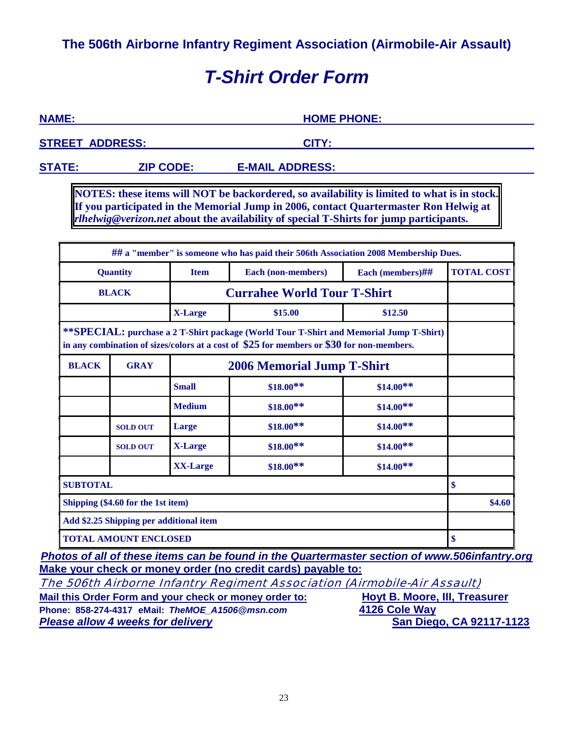**The 506th Airborne Infantry Regiment Association (Airmobile-Air Assault)**

# *T-Shirt Order Form*

**NAME:** ______________________ **HOME PHONE:** ______________________

**STREET ADDRESS:** ______________________ **CITY:** ______________________

**STATE:** ________ **ZIP CODE:** ________ **E-MAIL ADDRESS:** ______________________

> **NOTES: these items will NOT be backordered, so availability is limited to what is in stock. If you participated in the Memorial Jump in 2006, contact Quartermaster Ron Helwig at *rlhelwig@verizon.net* about the availability of special T-Shirts for jump participants.**

| ## a "member" is someone who has paid their 506th Association 2008 Membership Dues. | | | | | |
|---|---|---|---|---|---|
| **Quantity** | | **Item** | **Each (non-members)** | **Each (members)##** | **TOTAL COST** |
| **BLACK** | | **Currahee World Tour T-Shirt** | | | |
| | | **X-Large** | **$15.00** | **$12.50** | |
| **\*\*SPECIAL: purchase a 2 T-Shirt package (World Tour T-Shirt and Memorial Jump T-Shirt) in any combination of sizes/colors at a cost of $25 for members or $30 for non-members.** | | | | | |
| **BLACK** | **GRAY** | **2006 Memorial Jump T-Shirt** | | | |
| | | **Small** | **$18.00\*\*** | **$14.00\*\*** | |
| | | **Medium** | **$18.00\*\*** | **$14.00\*\*** | |
| | **SOLD OUT** | **Large** | **$18.00\*\*** | **$14.00\*\*** | |
| | **SOLD OUT** | **X-Large** | **$18.00\*\*** | **$14.00\*\*** | |
| | | **XX-Large** | **$18.00\*\*** | **$14.00\*\*** | |
| **SUBTOTAL** | | | | | **$** |
| **Shipping ($4.60 for the 1st item)** | | | | | **$4.60** |
| **Add $2.25 Shipping per additional item** | | | | | |
| **TOTAL AMOUNT ENCLOSED** | | | | | **$** |

***Photos of all of these items can be found in the Quartermaster section of www.506infantry.org***

**Make your check or money order (no credit cards) payable to:**

*The 506th Airborne Infantry Regiment Association (Airmobile-Air Assault)*

**Mail this Order Form and your check or money order to:**

**Hoyt B. Moore, III, Treasurer**
**4126 Cole Way**
**San Diego, CA 92117-1123**

**Phone: 858-274-4317 eMail: *TheMOE_A1506@msn.com***

***Please allow 4 weeks for delivery***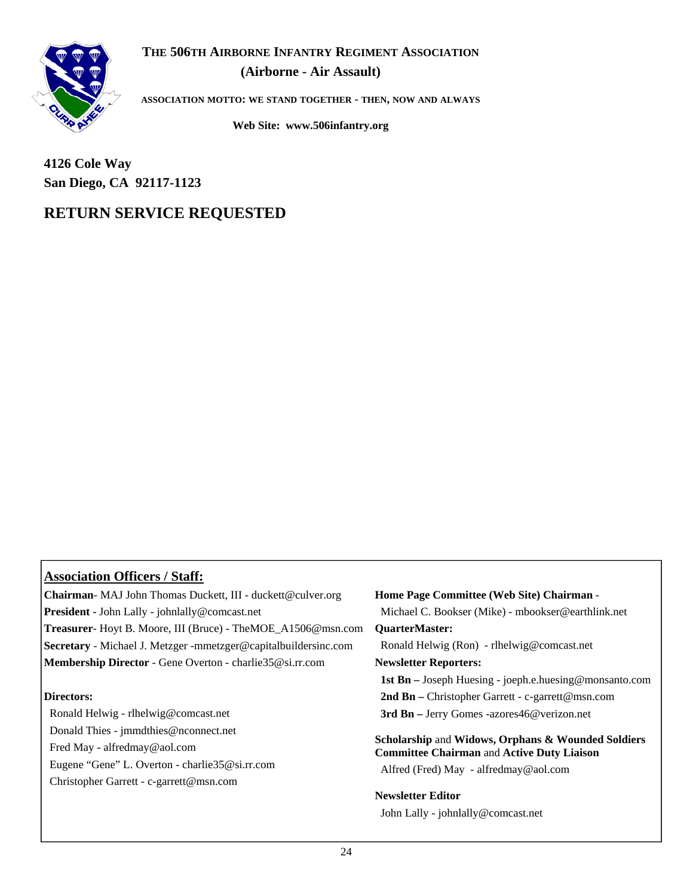**THE 506TH AIRBORNE INFANTRY REGIMENT ASSOCIATION**

**(Airborne - Air Assault)**

**ASSOCIATION MOTTO: WE STAND TOGETHER - THEN, NOW AND ALWAYS**

**Web Site: www.506infantry.org**

**4126 Cole Way**
**San Diego, CA 92117-1123**

## RETURN SERVICE REQUESTED

**Association Officers / Staff:**

**Chairman**- MAJ John Thomas Duckett, III - duckett@culver.org
**President** - John Lally - johnlally@comcast.net
**Treasurer**- Hoyt B. Moore, III (Bruce) - TheMOE_A1506@msn.com
**Secretary** - Michael J. Metzger -mmetzger@capitalbuildersinc.com
**Membership Director** - Gene Overton - charlie35@si.rr.com

**Directors:**

Ronald Helwig - rlhelwig@comcast.net
Donald Thies - jmmdthies@nconnect.net
Fred May - alfredmay@aol.com
Eugene "Gene" L. Overton - charlie35@si.rr.com
Christopher Garrett - c-garrett@msn.com

**Home Page Committee (Web Site) Chairman** -
Michael C. Bookser (Mike) - mbookser@earthlink.net

**QuarterMaster:**
Ronald Helwig (Ron) - rlhelwig@comcast.net

**Newsletter Reporters:**
**1st Bn –** Joseph Huesing - joeph.e.huesing@monsanto.com
**2nd Bn –** Christopher Garrett - c-garrett@msn.com
**3rd Bn –** Jerry Gomes -azores46@verizon.net

**Scholarship** and **Widows, Orphans & Wounded Soldiers Committee Chairman** and **Active Duty Liaison**
Alfred (Fred) May - alfredmay@aol.com

**Newsletter Editor**
John Lally - johnlally@comcast.net